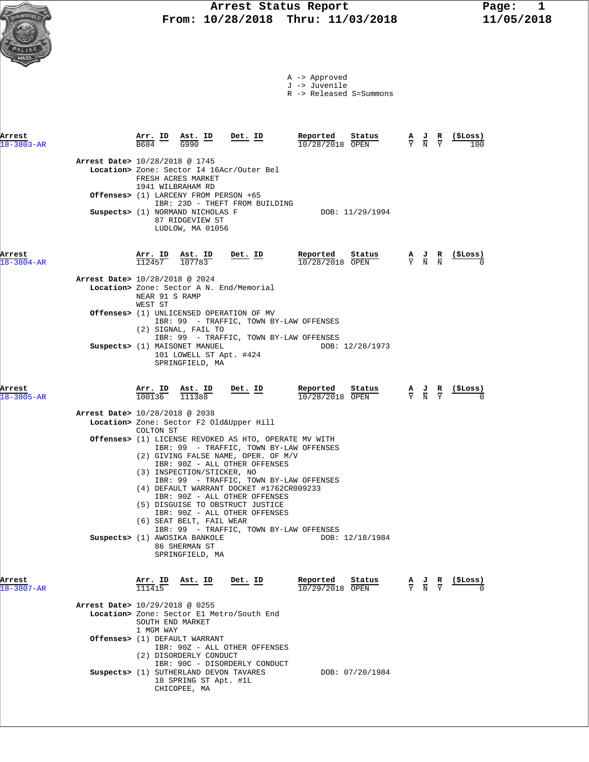# Arrest Status Report

From: 10/28/2018 Thru: 11/03/2018

11/05/2018

A -> Approved
J -> Juvenile
R -> Released S=Summons

| Arrest | Arr. ID | Ast. ID | Det. ID | Reported | Status | A | J | R | ($Loss) |
|---|---|---|---|---|---|---|---|---|---|
| 18-3803-AR | B684 | G990 | | 10/28/2018 | OPEN | Y | N | Y | 100 |

**Arrest Date>** 10/28/2018 @ 1745
**Location>** Zone: Sector I4 16Acr/Outer Bel
FRESH ACRES MARKET
1941 WILBRAHAM RD
**Offenses>** (1) LARCENY FROM PERSON +65
IBR: 23D - THEFT FROM BUILDING
**Suspects>** (1) NORMAND NICHOLAS F DOB: 11/29/1994
87 RIDGEVIEW ST
LUDLOW, MA 01056

| Arrest | Arr. ID | Ast. ID | Det. ID | Reported | Status | A | J | R | ($Loss) |
|---|---|---|---|---|---|---|---|---|---|
| 18-3804-AR | 112457 | 107783 | | 10/28/2018 | OPEN | Y | N | N | 0 |

**Arrest Date>** 10/28/2018 @ 2024
**Location>** Zone: Sector A N. End/Memorial
NEAR 91 S RAMP
WEST ST
**Offenses>** (1) UNLICENSED OPERATION OF MV
IBR: 99 - TRAFFIC, TOWN BY-LAW OFFENSES
(2) SIGNAL, FAIL TO
IBR: 99 - TRAFFIC, TOWN BY-LAW OFFENSES
**Suspects>** (1) MAISONET MANUEL DOB: 12/28/1973
101 LOWELL ST Apt. #424
SPRINGFIELD, MA

| Arrest | Arr. ID | Ast. ID | Det. ID | Reported | Status | A | J | R | ($Loss) |
|---|---|---|---|---|---|---|---|---|---|
| 18-3805-AR | 100136 | 111388 | | 10/28/2018 | OPEN | Y | N | Y | 0 |

**Arrest Date>** 10/28/2018 @ 2038
**Location>** Zone: Sector F2 Old&Upper Hill
COLTON ST
**Offenses>** (1) LICENSE REVOKED AS HTO, OPERATE MV WITH
IBR: 99 - TRAFFIC, TOWN BY-LAW OFFENSES
(2) GIVING FALSE NAME, OPER. OF M/V
IBR: 90Z - ALL OTHER OFFENSES
(3) INSPECTION/STICKER, NO
IBR: 99 - TRAFFIC, TOWN BY-LAW OFFENSES
(4) DEFAULT WARRANT DOCKET #1762CR009233
IBR: 90Z - ALL OTHER OFFENSES
(5) DISGUISE TO OBSTRUCT JUSTICE
IBR: 90Z - ALL OTHER OFFENSES
(6) SEAT BELT, FAIL WEAR
IBR: 99 - TRAFFIC, TOWN BY-LAW OFFENSES
**Suspects>** (1) AWOSIKA BANKOLE DOB: 12/18/1984
86 SHERMAN ST
SPRINGFIELD, MA

| Arrest | Arr. ID | Ast. ID | Det. ID | Reported | Status | A | J | R | ($Loss) |
|---|---|---|---|---|---|---|---|---|---|
| 18-3807-AR | 111415 | | | 10/29/2018 | OPEN | Y | N | Y | 0 |

**Arrest Date>** 10/29/2018 @ 0255
**Location>** Zone: Sector E1 Metro/South End
SOUTH END MARKET
1 MGM WAY
**Offenses>** (1) DEFAULT WARRANT
IBR: 90Z - ALL OTHER OFFENSES
(2) DISORDERLY CONDUCT
IBR: 90C - DISORDERLY CONDUCT
**Suspects>** (1) SUTHERLAND DEVON TAVARES DOB: 07/20/1984
18 SPRING ST Apt. #1L
CHICOPEE, MA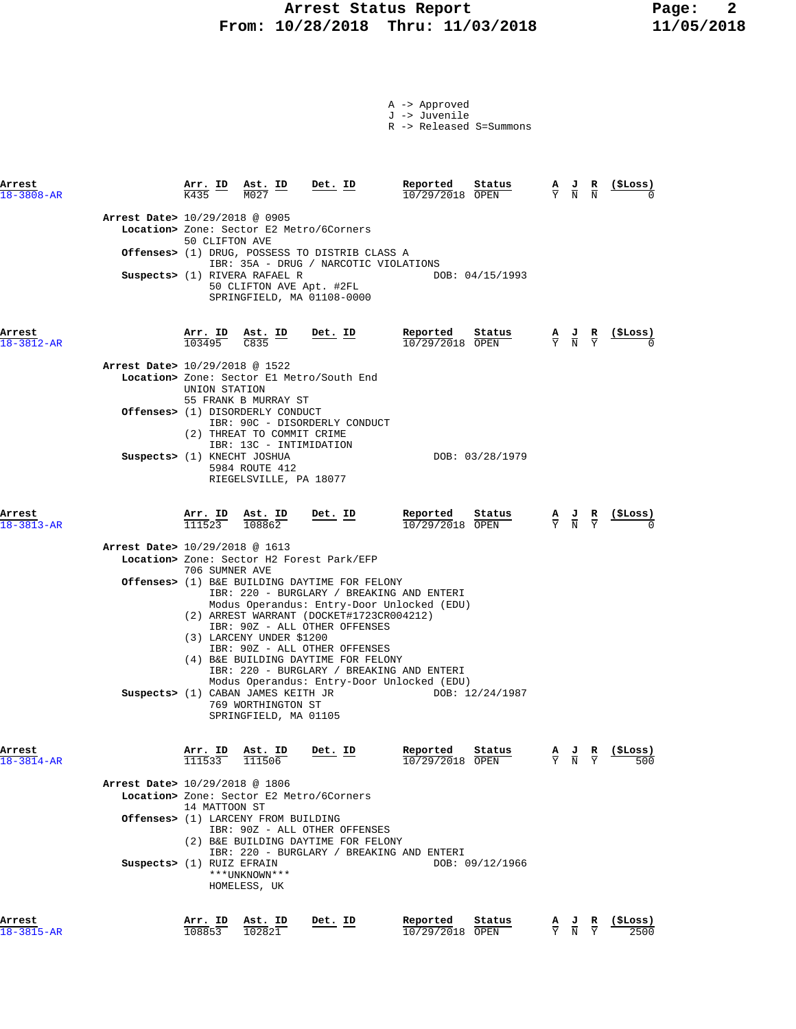# Arrest Status Report
## From: 10/28/2018 Thru: 11/03/2018

A -> Approved
J -> Juvenile
R -> Released S=Summons

| Arrest | Arr. ID | Ast. ID | Det. ID | Reported | Status | A | J | R | ($Loss) |
|---|---|---|---|---|---|---|---|---|---|
| 18-3808-AR | K435 | M027 | | 10/29/2018 | OPEN | Y | N | N | 0 |

**Arrest Date>** 10/29/2018 @ 0905
**Location>** Zone: Sector E2 Metro/6Corners
50 CLIFTON AVE
**Offenses>** (1) DRUG, POSSESS TO DISTRIB CLASS A
IBR: 35A - DRUG / NARCOTIC VIOLATIONS
**Suspects>** (1) RIVERA RAFAEL R — DOB: 04/15/1993
50 CLIFTON AVE Apt. #2FL
SPRINGFIELD, MA 01108-0000

| Arrest | Arr. ID | Ast. ID | Det. ID | Reported | Status | A | J | R | ($Loss) |
|---|---|---|---|---|---|---|---|---|---|
| 18-3812-AR | 103495 | C835 | | 10/29/2018 | OPEN | Y | N | Y | 0 |

**Arrest Date>** 10/29/2018 @ 1522
**Location>** Zone: Sector E1 Metro/South End
UNION STATION
55 FRANK B MURRAY ST
**Offenses>** (1) DISORDERLY CONDUCT
IBR: 90C - DISORDERLY CONDUCT
(2) THREAT TO COMMIT CRIME
IBR: 13C - INTIMIDATION
**Suspects>** (1) KNECHT JOSHUA — DOB: 03/28/1979
5984 ROUTE 412
RIEGELSVILLE, PA 18077

| Arrest | Arr. ID | Ast. ID | Det. ID | Reported | Status | A | J | R | ($Loss) |
|---|---|---|---|---|---|---|---|---|---|
| 18-3813-AR | 111523 | 108862 | | 10/29/2018 | OPEN | Y | N | Y | 0 |

**Arrest Date>** 10/29/2018 @ 1613
**Location>** Zone: Sector H2 Forest Park/EFP
706 SUMNER AVE
**Offenses>** (1) B&E BUILDING DAYTIME FOR FELONY
IBR: 220 - BURGLARY / BREAKING AND ENTERI
Modus Operandus: Entry-Door Unlocked (EDU)
(2) ARREST WARRANT (DOCKET#1723CR004212)
IBR: 90Z - ALL OTHER OFFENSES
(3) LARCENY UNDER $1200
IBR: 90Z - ALL OTHER OFFENSES
(4) B&E BUILDING DAYTIME FOR FELONY
IBR: 220 - BURGLARY / BREAKING AND ENTERI
Modus Operandus: Entry-Door Unlocked (EDU)
**Suspects>** (1) CABAN JAMES KEITH JR — DOB: 12/24/1987
769 WORTHINGTON ST
SPRINGFIELD, MA 01105

| Arrest | Arr. ID | Ast. ID | Det. ID | Reported | Status | A | J | R | ($Loss) |
|---|---|---|---|---|---|---|---|---|---|
| 18-3814-AR | 111533 | 111506 | | 10/29/2018 | OPEN | Y | N | Y | 500 |

**Arrest Date>** 10/29/2018 @ 1806
**Location>** Zone: Sector E2 Metro/6Corners
14 MATTOON ST
**Offenses>** (1) LARCENY FROM BUILDING
IBR: 90Z - ALL OTHER OFFENSES
(2) B&E BUILDING DAYTIME FOR FELONY
IBR: 220 - BURGLARY / BREAKING AND ENTERI
**Suspects>** (1) RUIZ EFRAIN — DOB: 09/12/1966
***UNKNOWN***
HOMELESS, UK

| Arrest | Arr. ID | Ast. ID | Det. ID | Reported | Status | A | J | R | ($Loss) |
|---|---|---|---|---|---|---|---|---|---|
| 18-3815-AR | 108853 | 102821 | | 10/29/2018 | OPEN | Y | N | Y | 2500 |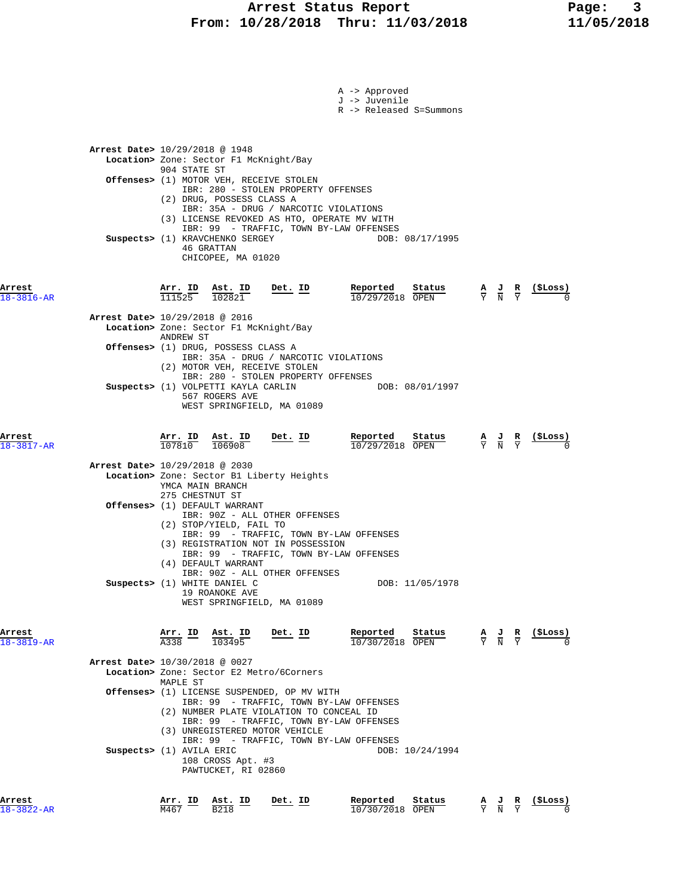A -> Approved
J -> Juvenile
R -> Released S=Summons

**Arrest Date>** 10/29/2018 @ 1948
**Location>** Zone: Sector F1 McKnight/Bay
904 STATE ST
**Offenses>** (1) MOTOR VEH, RECEIVE STOLEN
IBR: 280 - STOLEN PROPERTY OFFENSES
(2) DRUG, POSSESS CLASS A
IBR: 35A - DRUG / NARCOTIC VIOLATIONS
(3) LICENSE REVOKED AS HTO, OPERATE MV WITH
IBR: 99 - TRAFFIC, TOWN BY-LAW OFFENSES
**Suspects>** (1) KRAVCHENKO SERGEY — DOB: 08/17/1995
46 GRATTAN
CHICOPEE, MA 01020

| Arrest | Arr. ID | Ast. ID | Det. ID | Reported | Status | A | J | R | ($Loss) |
|---|---|---|---|---|---|---|---|---|---|
| 18-3816-AR | 111525 | 102821 | | 10/29/2018 | OPEN | Y | N | Y | 0 |

**Arrest Date>** 10/29/2018 @ 2016
**Location>** Zone: Sector F1 McKnight/Bay
ANDREW ST
**Offenses>** (1) DRUG, POSSESS CLASS A
IBR: 35A - DRUG / NARCOTIC VIOLATIONS
(2) MOTOR VEH, RECEIVE STOLEN
IBR: 280 - STOLEN PROPERTY OFFENSES
**Suspects>** (1) VOLPETTI KAYLA CARLIN — DOB: 08/01/1997
567 ROGERS AVE
WEST SPRINGFIELD, MA 01089

| Arrest | Arr. ID | Ast. ID | Det. ID | Reported | Status | A | J | R | ($Loss) |
|---|---|---|---|---|---|---|---|---|---|
| 18-3817-AR | 107810 | 106908 | | 10/29/2018 | OPEN | Y | N | Y | 0 |

**Arrest Date>** 10/29/2018 @ 2030
**Location>** Zone: Sector B1 Liberty Heights
YMCA MAIN BRANCH
275 CHESTNUT ST
**Offenses>** (1) DEFAULT WARRANT
IBR: 90Z - ALL OTHER OFFENSES
(2) STOP/YIELD, FAIL TO
IBR: 99 - TRAFFIC, TOWN BY-LAW OFFENSES
(3) REGISTRATION NOT IN POSSESSION
IBR: 99 - TRAFFIC, TOWN BY-LAW OFFENSES
(4) DEFAULT WARRANT
IBR: 90Z - ALL OTHER OFFENSES
**Suspects>** (1) WHITE DANIEL C — DOB: 11/05/1978
19 ROANOKE AVE
WEST SPRINGFIELD, MA 01089

| Arrest | Arr. ID | Ast. ID | Det. ID | Reported | Status | A | J | R | ($Loss) |
|---|---|---|---|---|---|---|---|---|---|
| 18-3819-AR | A338 | 103495 | | 10/30/2018 | OPEN | Y | N | Y | 0 |

**Arrest Date>** 10/30/2018 @ 0027
**Location>** Zone: Sector E2 Metro/6Corners
MAPLE ST
**Offenses>** (1) LICENSE SUSPENDED, OP MV WITH
IBR: 99 - TRAFFIC, TOWN BY-LAW OFFENSES
(2) NUMBER PLATE VIOLATION TO CONCEAL ID
IBR: 99 - TRAFFIC, TOWN BY-LAW OFFENSES
(3) UNREGISTERED MOTOR VEHICLE
IBR: 99 - TRAFFIC, TOWN BY-LAW OFFENSES
**Suspects>** (1) AVILA ERIC — DOB: 10/24/1994
108 CROSS Apt. #3
PAWTUCKET, RI 02860

| Arrest | Arr. ID | Ast. ID | Det. ID | Reported | Status | A | J | R | ($Loss) |
|---|---|---|---|---|---|---|---|---|---|
| 18-3822-AR | M467 | B218 | | 10/30/2018 | OPEN | Y | N | Y | 0 |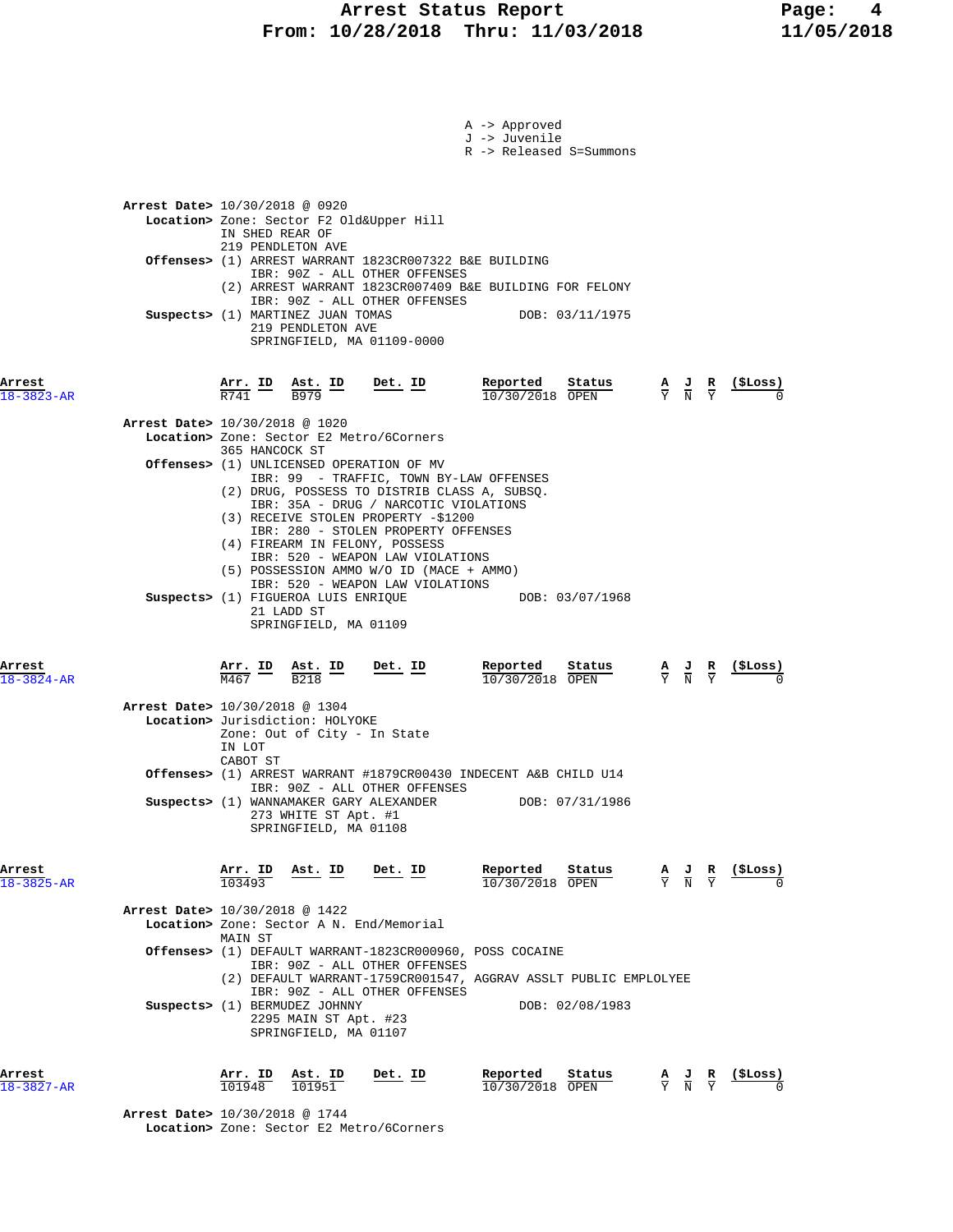# Arrest Status Report
## From: 10/28/2018 Thru: 11/03/2018

A -> Approved
J -> Juvenile
R -> Released S=Summons

**Arrest Date>** 10/30/2018 @ 0920
**Location>** Zone: Sector F2 Old&Upper Hill
IN SHED REAR OF
219 PENDLETON AVE
**Offenses>** (1) ARREST WARRANT 1823CR007322 B&E BUILDING
IBR: 90Z - ALL OTHER OFFENSES
(2) ARREST WARRANT 1823CR007409 B&E BUILDING FOR FELONY
IBR: 90Z - ALL OTHER OFFENSES
**Suspects>** (1) MARTINEZ JUAN TOMAS DOB: 03/11/1975
219 PENDLETON AVE
SPRINGFIELD, MA 01109-0000

| Arrest | Arr. ID | Ast. ID | Det. ID | Reported | Status | A | J | R | ($Loss) |
|---|---|---|---|---|---|---|---|---|---|
| 18-3823-AR | R741 | B979 | | 10/30/2018 | OPEN | Y | N | Y | 0 |

**Arrest Date>** 10/30/2018 @ 1020
**Location>** Zone: Sector E2 Metro/6Corners
365 HANCOCK ST
**Offenses>** (1) UNLICENSED OPERATION OF MV
IBR: 99 - TRAFFIC, TOWN BY-LAW OFFENSES
(2) DRUG, POSSESS TO DISTRIB CLASS A, SUBSQ.
IBR: 35A - DRUG / NARCOTIC VIOLATIONS
(3) RECEIVE STOLEN PROPERTY -$1200
IBR: 280 - STOLEN PROPERTY OFFENSES
(4) FIREARM IN FELONY, POSSESS
IBR: 520 - WEAPON LAW VIOLATIONS
(5) POSSESSION AMMO W/O ID (MACE + AMMO)
IBR: 520 - WEAPON LAW VIOLATIONS
**Suspects>** (1) FIGUEROA LUIS ENRIQUE DOB: 03/07/1968
21 LADD ST
SPRINGFIELD, MA 01109

| Arrest | Arr. ID | Ast. ID | Det. ID | Reported | Status | A | J | R | ($Loss) |
|---|---|---|---|---|---|---|---|---|---|
| 18-3824-AR | M467 | B218 | | 10/30/2018 | OPEN | Y | N | Y | 0 |

**Arrest Date>** 10/30/2018 @ 1304
**Location>** Jurisdiction: HOLYOKE
Zone: Out of City - In State
IN LOT
CABOT ST
**Offenses>** (1) ARREST WARRANT #1879CR00430 INDECENT A&B CHILD U14
IBR: 90Z - ALL OTHER OFFENSES
**Suspects>** (1) WANNAMAKER GARY ALEXANDER DOB: 07/31/1986
273 WHITE ST Apt. #1
SPRINGFIELD, MA 01108

| Arrest | Arr. ID | Ast. ID | Det. ID | Reported | Status | A | J | R | ($Loss) |
|---|---|---|---|---|---|---|---|---|---|
| 18-3825-AR | 103493 | | | 10/30/2018 | OPEN | Y | N | Y | 0 |

**Arrest Date>** 10/30/2018 @ 1422
**Location>** Zone: Sector A N. End/Memorial
MAIN ST
**Offenses>** (1) DEFAULT WARRANT-1823CR000960, POSS COCAINE
IBR: 90Z - ALL OTHER OFFENSES
(2) DEFAULT WARRANT-1759CR001547, AGGRAV ASSLT PUBLIC EMPLOLYEE
IBR: 90Z - ALL OTHER OFFENSES
**Suspects>** (1) BERMUDEZ JOHNNY DOB: 02/08/1983
2295 MAIN ST Apt. #23
SPRINGFIELD, MA 01107

| Arrest | Arr. ID | Ast. ID | Det. ID | Reported | Status | A | J | R | ($Loss) |
|---|---|---|---|---|---|---|---|---|---|
| 18-3827-AR | 101948 | 101951 | | 10/30/2018 | OPEN | Y | N | Y | 0 |

**Arrest Date>** 10/30/2018 @ 1744
**Location>** Zone: Sector E2 Metro/6Corners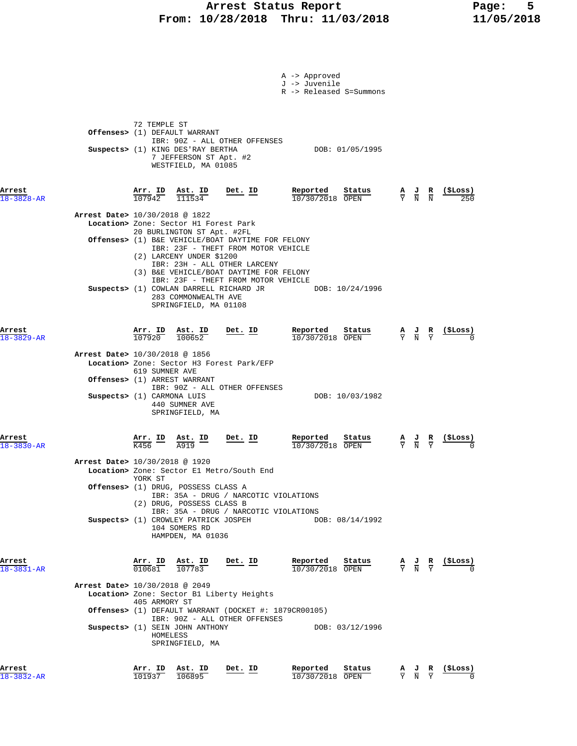A -> Approved
J -> Juvenile
R -> Released S=Summons

72 TEMPLE ST
**Offenses>** (1) DEFAULT WARRANT
IBR: 90Z - ALL OTHER OFFENSES
**Suspects>** (1) KING DES'RAY BERTHA DOB: 01/05/1995
7 JEFFERSON ST Apt. #2
WESTFIELD, MA 01085

| Arrest | Arr. ID | Ast. ID | Det. ID | Reported | Status | A | J | R | ($Loss) |
|---|---|---|---|---|---|---|---|---|---|
| 18-3828-AR | 107942 | 111534 | | 10/30/2018 | OPEN | Y | N | N | 250 |

**Arrest Date>** 10/30/2018 @ 1822
**Location>** Zone: Sector H1 Forest Park
20 BURLINGTON ST Apt. #2FL
**Offenses>** (1) B&E VEHICLE/BOAT DAYTIME FOR FELONY
IBR: 23F - THEFT FROM MOTOR VEHICLE
(2) LARCENY UNDER $1200
IBR: 23H - ALL OTHER LARCENY
(3) B&E VEHICLE/BOAT DAYTIME FOR FELONY
IBR: 23F - THEFT FROM MOTOR VEHICLE
**Suspects>** (1) COWLAN DARRELL RICHARD JR DOB: 10/24/1996
283 COMMONWEALTH AVE
SPRINGFIELD, MA 01108

| Arrest | Arr. ID | Ast. ID | Det. ID | Reported | Status | A | J | R | ($Loss) |
|---|---|---|---|---|---|---|---|---|---|
| 18-3829-AR | 107920 | 100652 | | 10/30/2018 | OPEN | Y | N | Y | 0 |

**Arrest Date>** 10/30/2018 @ 1856
**Location>** Zone: Sector H3 Forest Park/EFP
619 SUMNER AVE
**Offenses>** (1) ARREST WARRANT
IBR: 90Z - ALL OTHER OFFENSES
**Suspects>** (1) CARMONA LUIS DOB: 10/03/1982
440 SUMNER AVE
SPRINGFIELD, MA

| Arrest | Arr. ID | Ast. ID | Det. ID | Reported | Status | A | J | R | ($Loss) |
|---|---|---|---|---|---|---|---|---|---|
| 18-3830-AR | K456 | A919 | | 10/30/2018 | OPEN | Y | N | Y | 0 |

**Arrest Date>** 10/30/2018 @ 1920
**Location>** Zone: Sector E1 Metro/South End
YORK ST
**Offenses>** (1) DRUG, POSSESS CLASS A
IBR: 35A - DRUG / NARCOTIC VIOLATIONS
(2) DRUG, POSSESS CLASS B
IBR: 35A - DRUG / NARCOTIC VIOLATIONS
**Suspects>** (1) CROWLEY PATRICK JOSPEH DOB: 08/14/1992
104 SOMERS RD
HAMPDEN, MA 01036

| Arrest | Arr. ID | Ast. ID | Det. ID | Reported | Status | A | J | R | ($Loss) |
|---|---|---|---|---|---|---|---|---|---|
| 18-3831-AR | 010681 | 107783 | | 10/30/2018 | OPEN | Y | N | Y | 0 |

**Arrest Date>** 10/30/2018 @ 2049
**Location>** Zone: Sector B1 Liberty Heights
405 ARMORY ST
**Offenses>** (1) DEFAULT WARRANT (DOCKET #: 1879CR00105)
IBR: 90Z - ALL OTHER OFFENSES
**Suspects>** (1) SEIN JOHN ANTHONY DOB: 03/12/1996
HOMELESS
SPRINGFIELD, MA

| Arrest | Arr. ID | Ast. ID | Det. ID | Reported | Status | A | J | R | ($Loss) |
|---|---|---|---|---|---|---|---|---|---|
| 18-3832-AR | 101937 | 106895 | | 10/30/2018 | OPEN | Y | N | Y | 0 |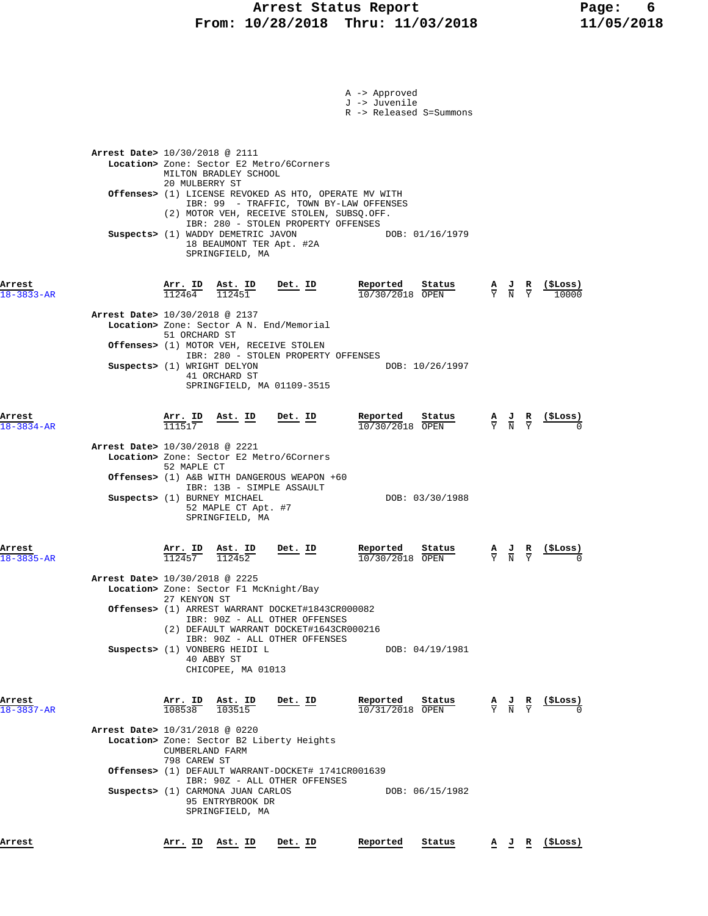# Arrest Status Report
## From: 10/28/2018 Thru: 11/03/2018

A -> Approved
J -> Juvenile
R -> Released S=Summons

**Arrest Date>** 10/30/2018 @ 2111
**Location>** Zone: Sector E2 Metro/6Corners
MILTON BRADLEY SCHOOL
20 MULBERRY ST
**Offenses>** (1) LICENSE REVOKED AS HTO, OPERATE MV WITH
IBR: 99 - TRAFFIC, TOWN BY-LAW OFFENSES
(2) MOTOR VEH, RECEIVE STOLEN, SUBSQ.OFF.
IBR: 280 - STOLEN PROPERTY OFFENSES
**Suspects>** (1) WADDY DEMETRIC JAVON — DOB: 01/16/1979
18 BEAUMONT TER Apt. #2A
SPRINGFIELD, MA

| Arrest | Arr. ID | Ast. ID | Det. ID | Reported | Status | A | J | R | ($Loss) |
|---|---|---|---|---|---|---|---|---|---|
| 18-3833-AR | 112464 | 112451 | | 10/30/2018 | OPEN | Y | N | Y | 10000 |

**Arrest Date>** 10/30/2018 @ 2137
**Location>** Zone: Sector A N. End/Memorial
51 ORCHARD ST
**Offenses>** (1) MOTOR VEH, RECEIVE STOLEN
IBR: 280 - STOLEN PROPERTY OFFENSES
**Suspects>** (1) WRIGHT DELYON — DOB: 10/26/1997
41 ORCHARD ST
SPRINGFIELD, MA 01109-3515

| Arrest | Arr. ID | Ast. ID | Det. ID | Reported | Status | A | J | R | ($Loss) |
|---|---|---|---|---|---|---|---|---|---|
| 18-3834-AR | 111517 | | | 10/30/2018 | OPEN | Y | N | Y | 0 |

**Arrest Date>** 10/30/2018 @ 2221
**Location>** Zone: Sector E2 Metro/6Corners
52 MAPLE CT
**Offenses>** (1) A&B WITH DANGEROUS WEAPON +60
IBR: 13B - SIMPLE ASSAULT
**Suspects>** (1) BURNEY MICHAEL — DOB: 03/30/1988
52 MAPLE CT Apt. #7
SPRINGFIELD, MA

| Arrest | Arr. ID | Ast. ID | Det. ID | Reported | Status | A | J | R | ($Loss) |
|---|---|---|---|---|---|---|---|---|---|
| 18-3835-AR | 112457 | 112452 | | 10/30/2018 | OPEN | Y | N | Y | 0 |

**Arrest Date>** 10/30/2018 @ 2225
**Location>** Zone: Sector F1 McKnight/Bay
27 KENYON ST
**Offenses>** (1) ARREST WARRANT DOCKET#1843CR000082
IBR: 90Z - ALL OTHER OFFENSES
(2) DEFAULT WARRANT DOCKET#1643CR000216
IBR: 90Z - ALL OTHER OFFENSES
**Suspects>** (1) VONBERG HEIDI L — DOB: 04/19/1981
40 ABBY ST
CHICOPEE, MA 01013

| Arrest | Arr. ID | Ast. ID | Det. ID | Reported | Status | A | J | R | ($Loss) |
|---|---|---|---|---|---|---|---|---|---|
| 18-3837-AR | 108538 | 103515 | | 10/31/2018 | OPEN | Y | N | Y | 0 |

**Arrest Date>** 10/31/2018 @ 0220
**Location>** Zone: Sector B2 Liberty Heights
CUMBERLAND FARM
798 CAREW ST
**Offenses>** (1) DEFAULT WARRANT-DOCKET# 1741CR001639
IBR: 90Z - ALL OTHER OFFENSES
**Suspects>** (1) CARMONA JUAN CARLOS — DOB: 06/15/1982
95 ENTRYBROOK DR
SPRINGFIELD, MA

| Arrest | Arr. ID | Ast. ID | Det. ID | Reported | Status | A | J | R | ($Loss) |
|---|---|---|---|---|---|---|---|---|---|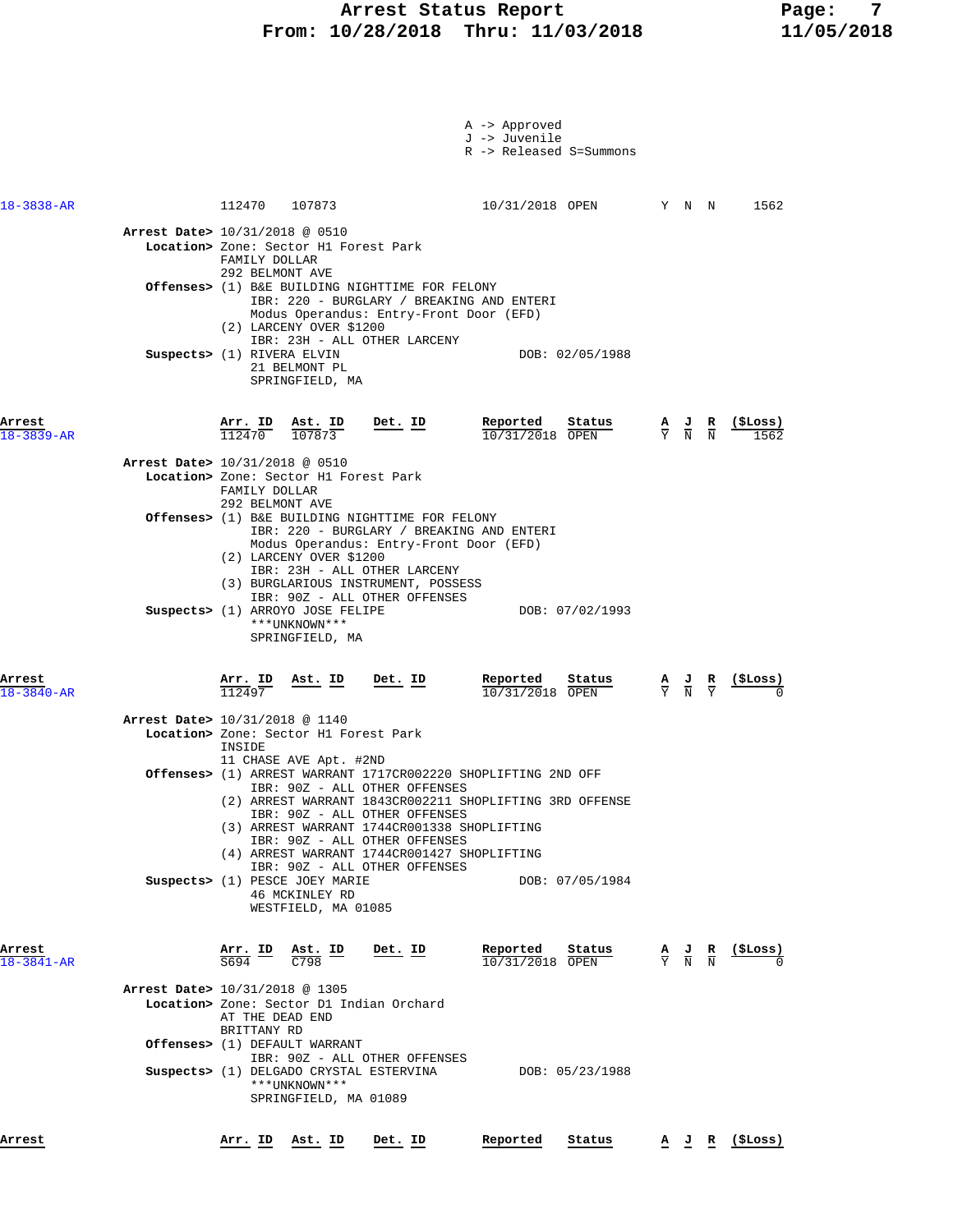A -> Approved
J -> Juvenile
R -> Released S=Summons

| Arrest | Arr. ID | Ast. ID | Det. ID | Reported | Status | A | J | R | ($Loss) |
|---|---|---|---|---|---|---|---|---|---|
| 18-3838-AR | 112470 | 107873 | | 10/31/2018 | OPEN | Y | N | N | 1562 |

**Arrest Date>** 10/31/2018 @ 0510
**Location>** Zone: Sector H1 Forest Park
FAMILY DOLLAR
292 BELMONT AVE
**Offenses>** (1) B&E BUILDING NIGHTTIME FOR FELONY
IBR: 220 - BURGLARY / BREAKING AND ENTERI
Modus Operandus: Entry-Front Door (EFD)
(2) LARCENY OVER $1200
IBR: 23H - ALL OTHER LARCENY
**Suspects>** (1) RIVERA ELVIN — DOB: 02/05/1988
21 BELMONT PL
SPRINGFIELD, MA

| Arrest | Arr. ID | Ast. ID | Det. ID | Reported | Status | A | J | R | ($Loss) |
|---|---|---|---|---|---|---|---|---|---|
| 18-3839-AR | 112470 | 107873 | | 10/31/2018 | OPEN | Y | N | N | 1562 |

**Arrest Date>** 10/31/2018 @ 0510
**Location>** Zone: Sector H1 Forest Park
FAMILY DOLLAR
292 BELMONT AVE
**Offenses>** (1) B&E BUILDING NIGHTTIME FOR FELONY
IBR: 220 - BURGLARY / BREAKING AND ENTERI
Modus Operandus: Entry-Front Door (EFD)
(2) LARCENY OVER $1200
IBR: 23H - ALL OTHER LARCENY
(3) BURGLARIOUS INSTRUMENT, POSSESS
IBR: 90Z - ALL OTHER OFFENSES
**Suspects>** (1) ARROYO JOSE FELIPE — DOB: 07/02/1993
***UNKNOWN***
SPRINGFIELD, MA

| Arrest | Arr. ID | Ast. ID | Det. ID | Reported | Status | A | J | R | ($Loss) |
|---|---|---|---|---|---|---|---|---|---|
| 18-3840-AR | 112497 | | | 10/31/2018 | OPEN | Y | N | Y | 0 |

**Arrest Date>** 10/31/2018 @ 1140
**Location>** Zone: Sector H1 Forest Park
INSIDE
11 CHASE AVE Apt. #2ND
**Offenses>** (1) ARREST WARRANT 1717CR002220 SHOPLIFTING 2ND OFF
IBR: 90Z - ALL OTHER OFFENSES
(2) ARREST WARRANT 1843CR002211 SHOPLIFTING 3RD OFFENSE
IBR: 90Z - ALL OTHER OFFENSES
(3) ARREST WARRANT 1744CR001338 SHOPLIFTING
IBR: 90Z - ALL OTHER OFFENSES
(4) ARREST WARRANT 1744CR001427 SHOPLIFTING
IBR: 90Z - ALL OTHER OFFENSES
**Suspects>** (1) PESCE JOEY MARIE — DOB: 07/05/1984
46 MCKINLEY RD
WESTFIELD, MA 01085

| Arrest | Arr. ID | Ast. ID | Det. ID | Reported | Status | A | J | R | ($Loss) |
|---|---|---|---|---|---|---|---|---|---|
| 18-3841-AR | S694 | C798 | | 10/31/2018 | OPEN | Y | N | N | 0 |

**Arrest Date>** 10/31/2018 @ 1305
**Location>** Zone: Sector D1 Indian Orchard
AT THE DEAD END
BRITTANY RD
**Offenses>** (1) DEFAULT WARRANT
IBR: 90Z - ALL OTHER OFFENSES
**Suspects>** (1) DELGADO CRYSTAL ESTERVINA — DOB: 05/23/1988
***UNKNOWN***
SPRINGFIELD, MA 01089

| Arrest | Arr. ID | Ast. ID | Det. ID | Reported | Status | A | J | R | ($Loss) |
|---|---|---|---|---|---|---|---|---|---|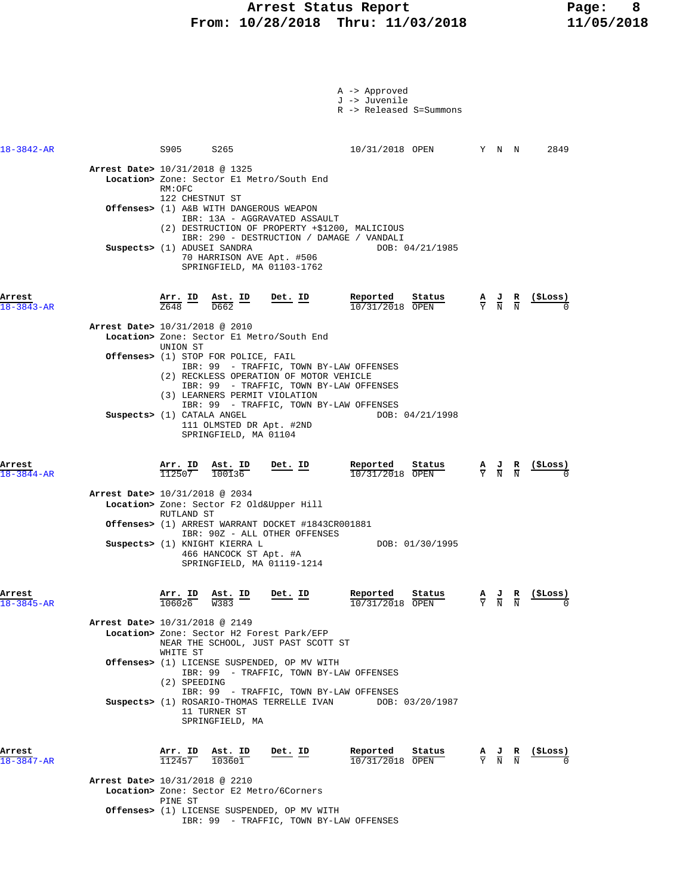A -> Approved
J -> Juvenile
R -> Released S=Summons

| Arrest | Arr. ID | Ast. ID | Det. ID | Reported | Status | A | J | R | ($Loss) |
|---|---|---|---|---|---|---|---|---|---|
| 18-3842-AR | S905 | S265 | | 10/31/2018 | OPEN | Y | N | N | 2849 |

**Arrest Date>** 10/31/2018 @ 1325
**Location>** Zone: Sector E1 Metro/South End
RM:OFC
122 CHESTNUT ST
**Offenses>** (1) A&B WITH DANGEROUS WEAPON
IBR: 13A - AGGRAVATED ASSAULT
(2) DESTRUCTION OF PROPERTY +$1200, MALICIOUS
IBR: 290 - DESTRUCTION / DAMAGE / VANDALI
**Suspects>** (1) ADUSEI SANDRA DOB: 04/21/1985
70 HARRISON AVE Apt. #506
SPRINGFIELD, MA 01103-1762

| Arrest | Arr. ID | Ast. ID | Det. ID | Reported | Status | A | J | R | ($Loss) |
|---|---|---|---|---|---|---|---|---|---|
| 18-3843-AR | Z648 | D662 | | 10/31/2018 | OPEN | Y | N | N | 0 |

**Arrest Date>** 10/31/2018 @ 2010
**Location>** Zone: Sector E1 Metro/South End
UNION ST
**Offenses>** (1) STOP FOR POLICE, FAIL
IBR: 99 - TRAFFIC, TOWN BY-LAW OFFENSES
(2) RECKLESS OPERATION OF MOTOR VEHICLE
IBR: 99 - TRAFFIC, TOWN BY-LAW OFFENSES
(3) LEARNERS PERMIT VIOLATION
IBR: 99 - TRAFFIC, TOWN BY-LAW OFFENSES
**Suspects>** (1) CATALA ANGEL DOB: 04/21/1998
111 OLMSTED DR Apt. #2ND
SPRINGFIELD, MA 01104

| Arrest | Arr. ID | Ast. ID | Det. ID | Reported | Status | A | J | R | ($Loss) |
|---|---|---|---|---|---|---|---|---|---|
| 18-3844-AR | 112507 | 100136 | | 10/31/2018 | OPEN | Y | N | N | 0 |

**Arrest Date>** 10/31/2018 @ 2034
**Location>** Zone: Sector F2 Old&Upper Hill
RUTLAND ST
**Offenses>** (1) ARREST WARRANT DOCKET #1843CR001881
IBR: 90Z - ALL OTHER OFFENSES
**Suspects>** (1) KNIGHT KIERRA L DOB: 01/30/1995
466 HANCOCK ST Apt. #A
SPRINGFIELD, MA 01119-1214

| Arrest | Arr. ID | Ast. ID | Det. ID | Reported | Status | A | J | R | ($Loss) |
|---|---|---|---|---|---|---|---|---|---|
| 18-3845-AR | 106026 | W383 | | 10/31/2018 | OPEN | Y | N | N | 0 |

**Arrest Date>** 10/31/2018 @ 2149
**Location>** Zone: Sector H2 Forest Park/EFP
NEAR THE SCHOOL, JUST PAST SCOTT ST
WHITE ST
**Offenses>** (1) LICENSE SUSPENDED, OP MV WITH
IBR: 99 - TRAFFIC, TOWN BY-LAW OFFENSES
(2) SPEEDING
IBR: 99 - TRAFFIC, TOWN BY-LAW OFFENSES
**Suspects>** (1) ROSARIO-THOMAS TERRELLE IVAN DOB: 03/20/1987
11 TURNER ST
SPRINGFIELD, MA

| Arrest | Arr. ID | Ast. ID | Det. ID | Reported | Status | A | J | R | ($Loss) |
|---|---|---|---|---|---|---|---|---|---|
| 18-3847-AR | 112457 | 103601 | | 10/31/2018 | OPEN | Y | N | N | 0 |

**Arrest Date>** 10/31/2018 @ 2210
**Location>** Zone: Sector E2 Metro/6Corners
PINE ST
**Offenses>** (1) LICENSE SUSPENDED, OP MV WITH
IBR: 99 - TRAFFIC, TOWN BY-LAW OFFENSES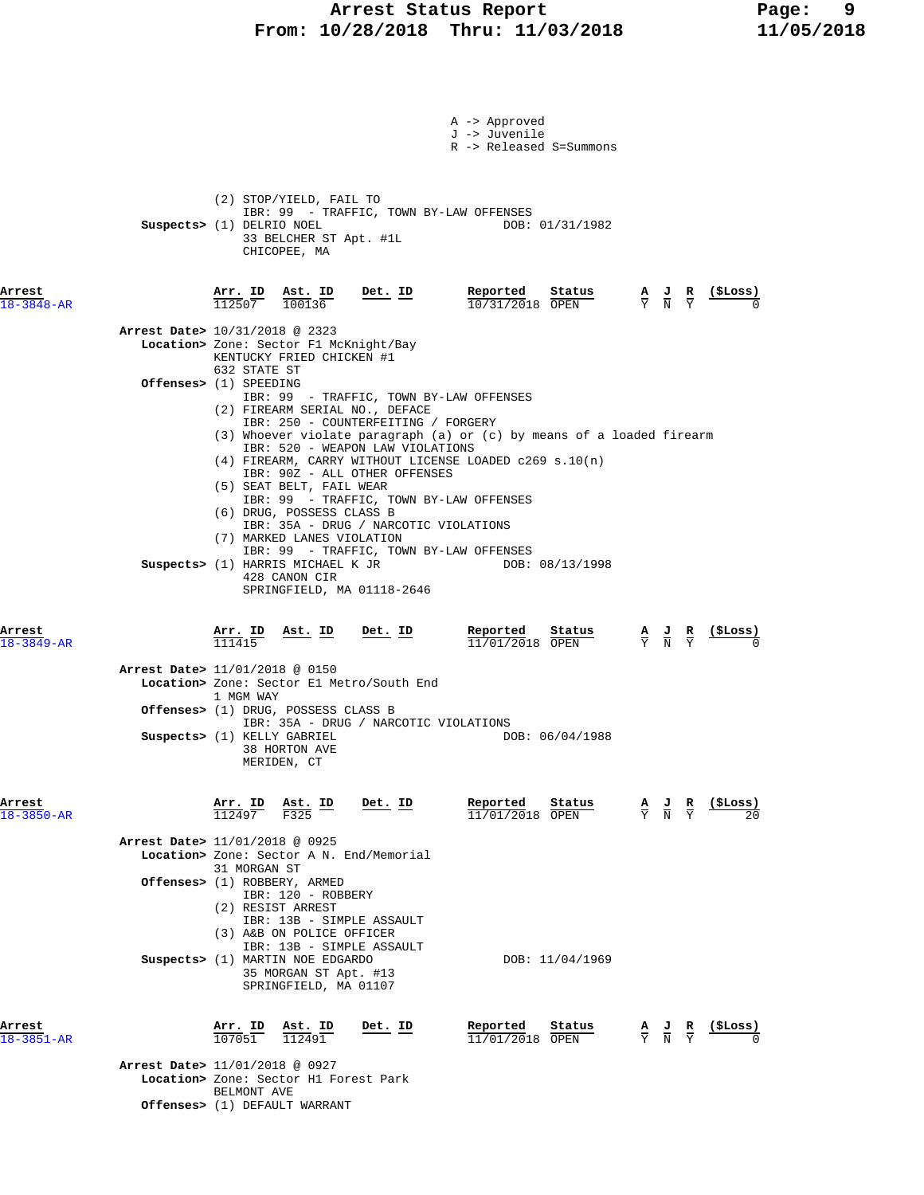A -> Approved
J -> Juvenile
R -> Released S=Summons

(2) STOP/YIELD, FAIL TO
IBR: 99 - TRAFFIC, TOWN BY-LAW OFFENSES

**Suspects>** (1) DELRIO NOEL — DOB: 01/31/1982
33 BELCHER ST Apt. #1L
CHICOPEE, MA

| Arrest | Arr. ID | Ast. ID | Det. ID | Reported | Status | A | J | R | ($Loss) |
|---|---|---|---|---|---|---|---|---|---|
| 18-3848-AR | 112507 | 100136 | | 10/31/2018 | OPEN | Y | N | Y | 0 |

**Arrest Date>** 10/31/2018 @ 2323
**Location>** Zone: Sector F1 McKnight/Bay
KENTUCKY FRIED CHICKEN #1
632 STATE ST
**Offenses>**
(1) SPEEDING
IBR: 99 - TRAFFIC, TOWN BY-LAW OFFENSES
(2) FIREARM SERIAL NO., DEFACE
IBR: 250 - COUNTERFEITING / FORGERY
(3) Whoever violate paragraph (a) or (c) by means of a loaded firearm
IBR: 520 - WEAPON LAW VIOLATIONS
(4) FIREARM, CARRY WITHOUT LICENSE LOADED c269 s.10(n)
IBR: 90Z - ALL OTHER OFFENSES
(5) SEAT BELT, FAIL WEAR
IBR: 99 - TRAFFIC, TOWN BY-LAW OFFENSES
(6) DRUG, POSSESS CLASS B
IBR: 35A - DRUG / NARCOTIC VIOLATIONS
(7) MARKED LANES VIOLATION
IBR: 99 - TRAFFIC, TOWN BY-LAW OFFENSES

**Suspects>** (1) HARRIS MICHAEL K JR — DOB: 08/13/1998
428 CANON CIR
SPRINGFIELD, MA 01118-2646

| Arrest | Arr. ID | Ast. ID | Det. ID | Reported | Status | A | J | R | ($Loss) |
|---|---|---|---|---|---|---|---|---|---|
| 18-3849-AR | 111415 | | | 11/01/2018 | OPEN | Y | N | Y | 0 |

**Arrest Date>** 11/01/2018 @ 0150
**Location>** Zone: Sector E1 Metro/South End
1 MGM WAY
**Offenses>** (1) DRUG, POSSESS CLASS B
IBR: 35A - DRUG / NARCOTIC VIOLATIONS

**Suspects>** (1) KELLY GABRIEL — DOB: 06/04/1988
38 HORTON AVE
MERIDEN, CT

| Arrest | Arr. ID | Ast. ID | Det. ID | Reported | Status | A | J | R | ($Loss) |
|---|---|---|---|---|---|---|---|---|---|
| 18-3850-AR | 112497 | F325 | | 11/01/2018 | OPEN | Y | N | Y | 20 |

**Arrest Date>** 11/01/2018 @ 0925
**Location>** Zone: Sector A N. End/Memorial
31 MORGAN ST
**Offenses>**
(1) ROBBERY, ARMED
IBR: 120 - ROBBERY
(2) RESIST ARREST
IBR: 13B - SIMPLE ASSAULT
(3) A&B ON POLICE OFFICER
IBR: 13B - SIMPLE ASSAULT

**Suspects>** (1) MARTIN NOE EDGARDO — DOB: 11/04/1969
35 MORGAN ST Apt. #13
SPRINGFIELD, MA 01107

| Arrest | Arr. ID | Ast. ID | Det. ID | Reported | Status | A | J | R | ($Loss) |
|---|---|---|---|---|---|---|---|---|---|
| 18-3851-AR | 107051 | 112491 | | 11/01/2018 | OPEN | Y | N | Y | 0 |

**Arrest Date>** 11/01/2018 @ 0927
**Location>** Zone: Sector H1 Forest Park
BELMONT AVE
**Offenses>** (1) DEFAULT WARRANT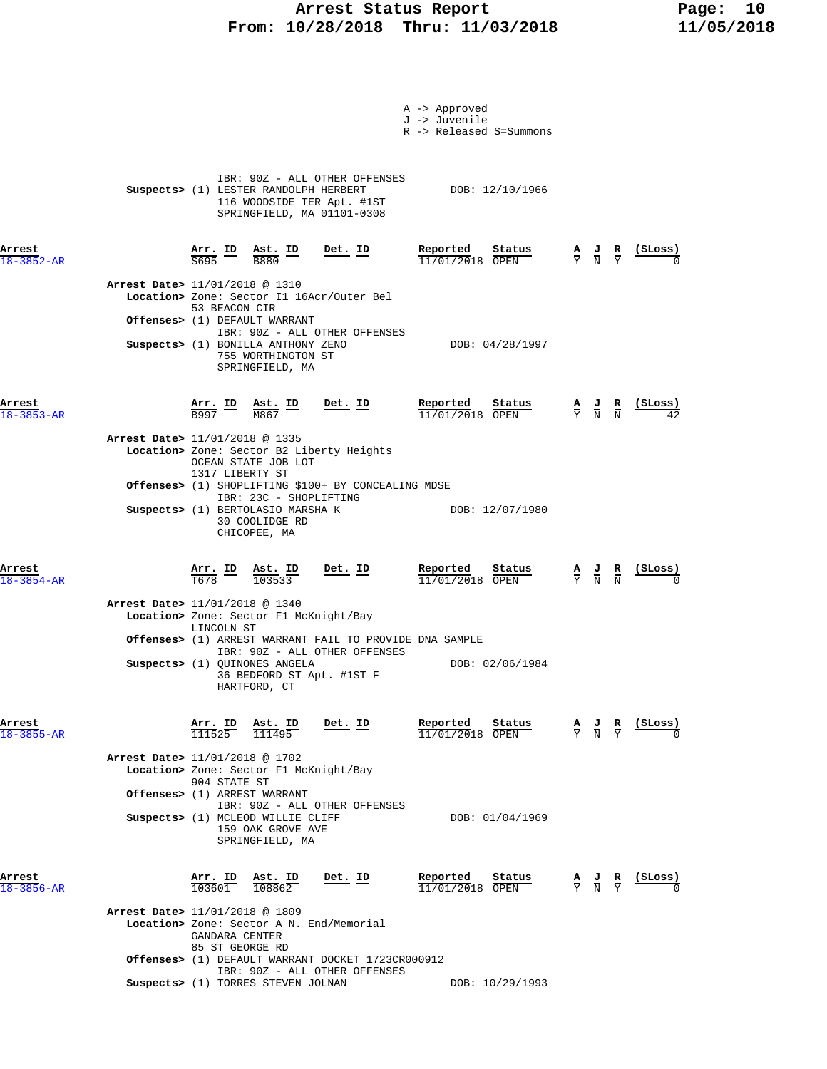A -> Approved
J -> Juvenile
R -> Released S=Summons

IBR: 90Z - ALL OTHER OFFENSES
**Suspects>** (1) LESTER RANDOLPH HERBERT DOB: 12/10/1966
116 WOODSIDE TER Apt. #1ST
SPRINGFIELD, MA 01101-0308

| Arrest | Arr. ID | Ast. ID | Det. ID | Reported | Status | A | J | R | ($Loss) |
|---|---|---|---|---|---|---|---|---|---|
| 18-3852-AR | S695 | B880 | | 11/01/2018 | OPEN | Y | N | Y | 0 |

**Arrest Date>** 11/01/2018 @ 1310
**Location>** Zone: Sector I1 16Acr/Outer Bel
53 BEACON CIR
**Offenses>** (1) DEFAULT WARRANT
IBR: 90Z - ALL OTHER OFFENSES
**Suspects>** (1) BONILLA ANTHONY ZENO DOB: 04/28/1997
755 WORTHINGTON ST
SPRINGFIELD, MA

| Arrest | Arr. ID | Ast. ID | Det. ID | Reported | Status | A | J | R | ($Loss) |
|---|---|---|---|---|---|---|---|---|---|
| 18-3853-AR | B997 | M867 | | 11/01/2018 | OPEN | Y | N | N | 42 |

**Arrest Date>** 11/01/2018 @ 1335
**Location>** Zone: Sector B2 Liberty Heights
OCEAN STATE JOB LOT
1317 LIBERTY ST
**Offenses>** (1) SHOPLIFTING $100+ BY CONCEALING MDSE
IBR: 23C - SHOPLIFTING
**Suspects>** (1) BERTOLASIO MARSHA K DOB: 12/07/1980
30 COOLIDGE RD
CHICOPEE, MA

| Arrest | Arr. ID | Ast. ID | Det. ID | Reported | Status | A | J | R | ($Loss) |
|---|---|---|---|---|---|---|---|---|---|
| 18-3854-AR | T678 | 103533 | | 11/01/2018 | OPEN | Y | N | N | 0 |

**Arrest Date>** 11/01/2018 @ 1340
**Location>** Zone: Sector F1 McKnight/Bay
LINCOLN ST
**Offenses>** (1) ARREST WARRANT FAIL TO PROVIDE DNA SAMPLE
IBR: 90Z - ALL OTHER OFFENSES
**Suspects>** (1) QUINONES ANGELA DOB: 02/06/1984
36 BEDFORD ST Apt. #1ST F
HARTFORD, CT

| Arrest | Arr. ID | Ast. ID | Det. ID | Reported | Status | A | J | R | ($Loss) |
|---|---|---|---|---|---|---|---|---|---|
| 18-3855-AR | 111525 | 111495 | | 11/01/2018 | OPEN | Y | N | Y | 0 |

**Arrest Date>** 11/01/2018 @ 1702
**Location>** Zone: Sector F1 McKnight/Bay
904 STATE ST
**Offenses>** (1) ARREST WARRANT
IBR: 90Z - ALL OTHER OFFENSES
**Suspects>** (1) MCLEOD WILLIE CLIFF DOB: 01/04/1969
159 OAK GROVE AVE
SPRINGFIELD, MA

| Arrest | Arr. ID | Ast. ID | Det. ID | Reported | Status | A | J | R | ($Loss) |
|---|---|---|---|---|---|---|---|---|---|
| 18-3856-AR | 103601 | 108862 | | 11/01/2018 | OPEN | Y | N | Y | 0 |

**Arrest Date>** 11/01/2018 @ 1809
**Location>** Zone: Sector A N. End/Memorial
GANDARA CENTER
85 ST GEORGE RD
**Offenses>** (1) DEFAULT WARRANT DOCKET 1723CR000912
IBR: 90Z - ALL OTHER OFFENSES
**Suspects>** (1) TORRES STEVEN JOLNAN DOB: 10/29/1993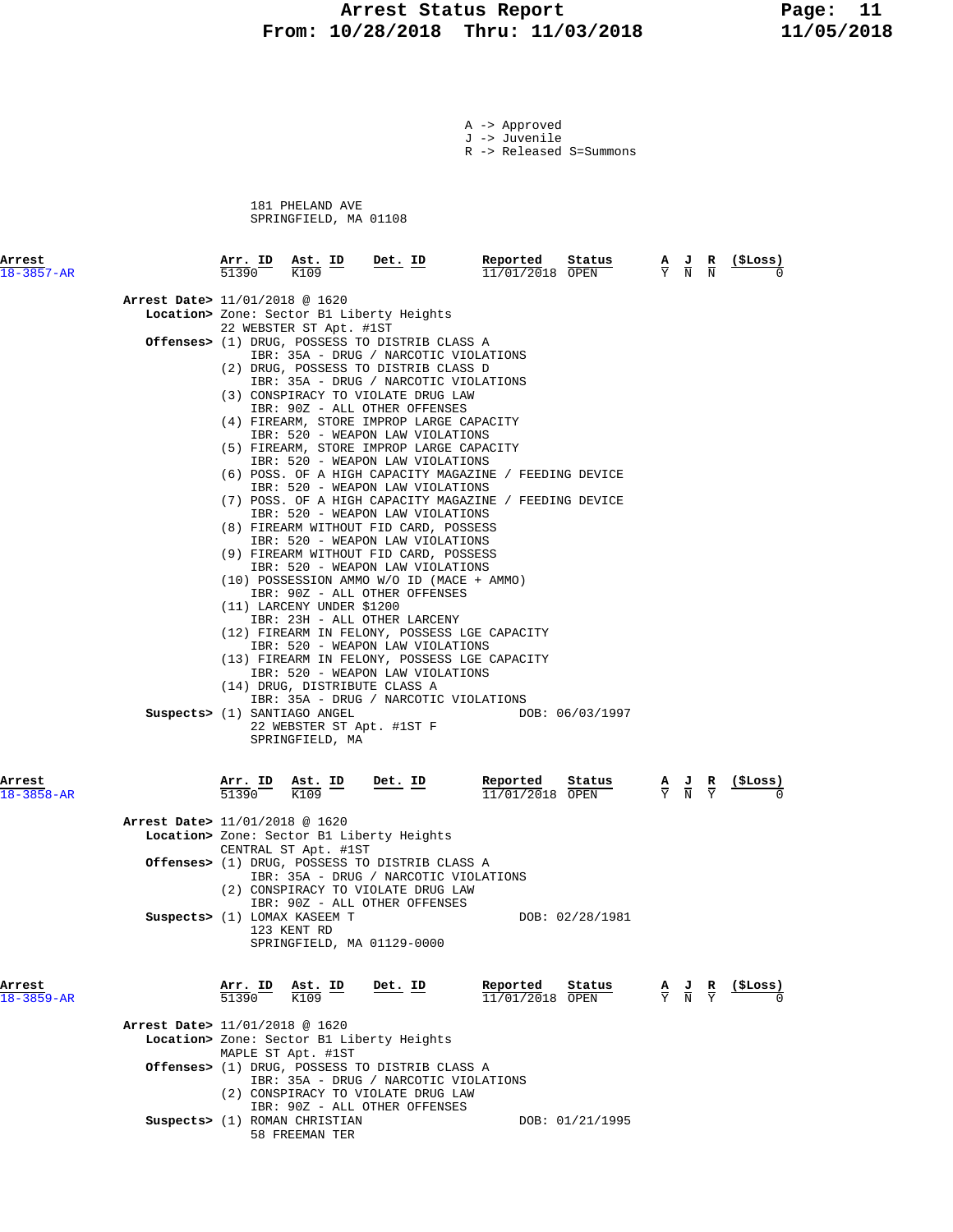A -> Approved
J -> Juvenile
R -> Released S=Summons

181 PHELAND AVE
SPRINGFIELD, MA 01108

| Arrest | Arr. ID | Ast. ID | Det. ID | Reported | Status | A | J | R | ($Loss) |
|---|---|---|---|---|---|---|---|---|---|
| 18-3857-AR | 51390 | K109 | | 11/01/2018 | OPEN | Y | N | N | 0 |

**Arrest Date>** 11/01/2018 @ 1620
**Location>** Zone: Sector B1 Liberty Heights
22 WEBSTER ST Apt. #1ST
**Offenses>**
(1) DRUG, POSSESS TO DISTRIB CLASS A
IBR: 35A - DRUG / NARCOTIC VIOLATIONS
(2) DRUG, POSSESS TO DISTRIB CLASS D
IBR: 35A - DRUG / NARCOTIC VIOLATIONS
(3) CONSPIRACY TO VIOLATE DRUG LAW
IBR: 90Z - ALL OTHER OFFENSES
(4) FIREARM, STORE IMPROP LARGE CAPACITY
IBR: 520 - WEAPON LAW VIOLATIONS
(5) FIREARM, STORE IMPROP LARGE CAPACITY
IBR: 520 - WEAPON LAW VIOLATIONS
(6) POSS. OF A HIGH CAPACITY MAGAZINE / FEEDING DEVICE
IBR: 520 - WEAPON LAW VIOLATIONS
(7) POSS. OF A HIGH CAPACITY MAGAZINE / FEEDING DEVICE
IBR: 520 - WEAPON LAW VIOLATIONS
(8) FIREARM WITHOUT FID CARD, POSSESS
IBR: 520 - WEAPON LAW VIOLATIONS
(9) FIREARM WITHOUT FID CARD, POSSESS
IBR: 520 - WEAPON LAW VIOLATIONS
(10) POSSESSION AMMO W/O ID (MACE + AMMO)
IBR: 90Z - ALL OTHER OFFENSES
(11) LARCENY UNDER $1200
IBR: 23H - ALL OTHER LARCENY
(12) FIREARM IN FELONY, POSSESS LGE CAPACITY
IBR: 520 - WEAPON LAW VIOLATIONS
(13) FIREARM IN FELONY, POSSESS LGE CAPACITY
IBR: 520 - WEAPON LAW VIOLATIONS
(14) DRUG, DISTRIBUTE CLASS A
IBR: 35A - DRUG / NARCOTIC VIOLATIONS
**Suspects>** (1) SANTIAGO ANGEL DOB: 06/03/1997
22 WEBSTER ST Apt. #1ST F
SPRINGFIELD, MA

| Arrest | Arr. ID | Ast. ID | Det. ID | Reported | Status | A | J | R | ($Loss) |
|---|---|---|---|---|---|---|---|---|---|
| 18-3858-AR | 51390 | K109 | | 11/01/2018 | OPEN | Y | N | Y | 0 |

**Arrest Date>** 11/01/2018 @ 1620
**Location>** Zone: Sector B1 Liberty Heights
CENTRAL ST Apt. #1ST
**Offenses>**
(1) DRUG, POSSESS TO DISTRIB CLASS A
IBR: 35A - DRUG / NARCOTIC VIOLATIONS
(2) CONSPIRACY TO VIOLATE DRUG LAW
IBR: 90Z - ALL OTHER OFFENSES
**Suspects>** (1) LOMAX KASEEM T DOB: 02/28/1981
123 KENT RD
SPRINGFIELD, MA 01129-0000

| Arrest | Arr. ID | Ast. ID | Det. ID | Reported | Status | A | J | R | ($Loss) |
|---|---|---|---|---|---|---|---|---|---|
| 18-3859-AR | 51390 | K109 | | 11/01/2018 | OPEN | Y | N | Y | 0 |

**Arrest Date>** 11/01/2018 @ 1620
**Location>** Zone: Sector B1 Liberty Heights
MAPLE ST Apt. #1ST
**Offenses>**
(1) DRUG, POSSESS TO DISTRIB CLASS A
IBR: 35A - DRUG / NARCOTIC VIOLATIONS
(2) CONSPIRACY TO VIOLATE DRUG LAW
IBR: 90Z - ALL OTHER OFFENSES
**Suspects>** (1) ROMAN CHRISTIAN DOB: 01/21/1995
58 FREEMAN TER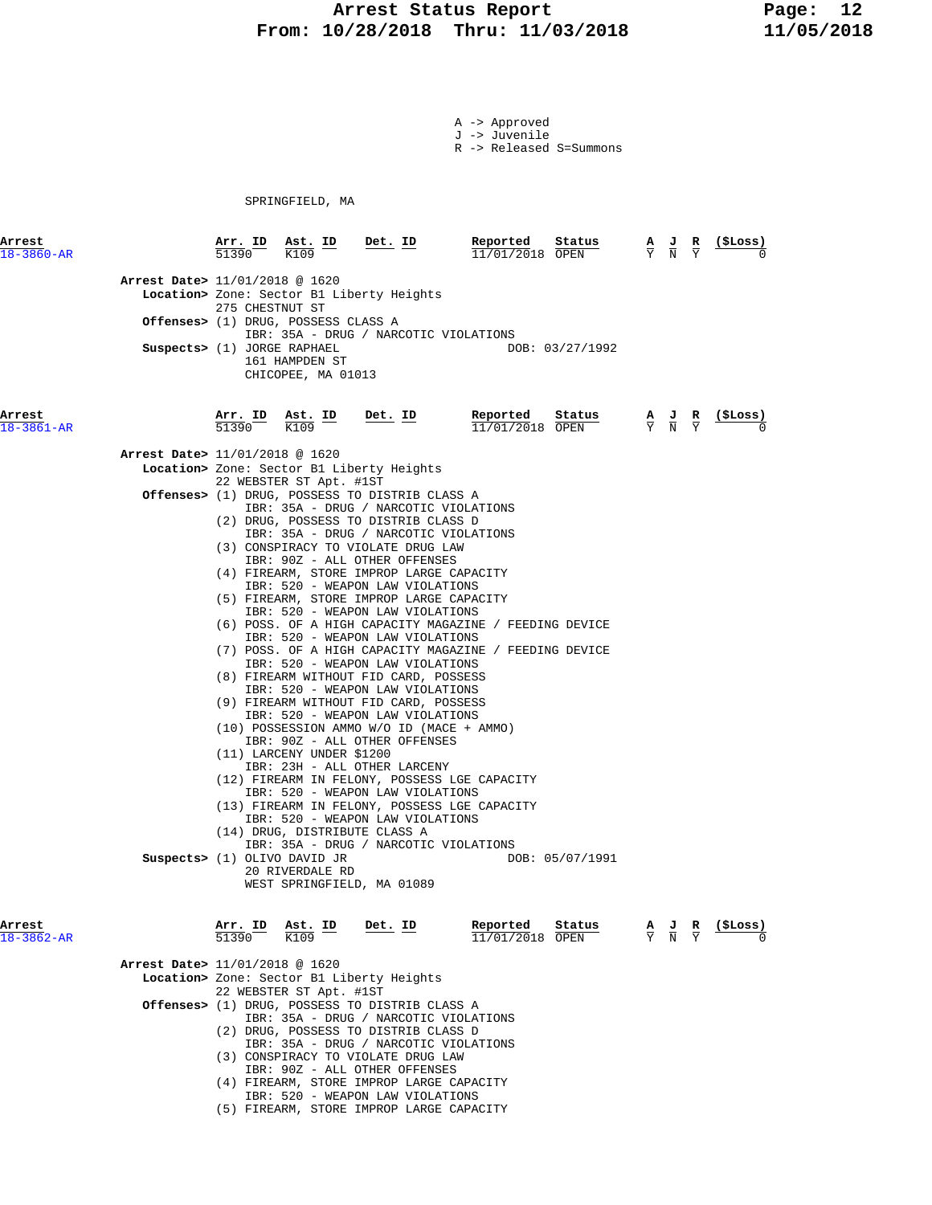A -> Approved
J -> Juvenile
R -> Released S=Summons

SPRINGFIELD, MA

| Arrest | Arr. ID | Ast. ID | Det. ID | Reported | Status | A | J | R | ($Loss) |
|---|---|---|---|---|---|---|---|---|---|
| 18-3860-AR | 51390 | K109 | | 11/01/2018 | OPEN | Y | N | Y | 0 |

**Arrest Date>** 11/01/2018 @ 1620
**Location>** Zone: Sector B1 Liberty Heights
275 CHESTNUT ST
**Offenses>** (1) DRUG, POSSESS CLASS A
IBR: 35A - DRUG / NARCOTIC VIOLATIONS
**Suspects>** (1) JORGE RAPHAEL DOB: 03/27/1992
161 HAMPDEN ST
CHICOPEE, MA 01013

| Arrest | Arr. ID | Ast. ID | Det. ID | Reported | Status | A | J | R | ($Loss) |
|---|---|---|---|---|---|---|---|---|---|
| 18-3861-AR | 51390 | K109 | | 11/01/2018 | OPEN | Y | N | Y | 0 |

**Arrest Date>** 11/01/2018 @ 1620
**Location>** Zone: Sector B1 Liberty Heights
22 WEBSTER ST Apt. #1ST
**Offenses>**
(1) DRUG, POSSESS TO DISTRIB CLASS A
IBR: 35A - DRUG / NARCOTIC VIOLATIONS
(2) DRUG, POSSESS TO DISTRIB CLASS D
IBR: 35A - DRUG / NARCOTIC VIOLATIONS
(3) CONSPIRACY TO VIOLATE DRUG LAW
IBR: 90Z - ALL OTHER OFFENSES
(4) FIREARM, STORE IMPROP LARGE CAPACITY
IBR: 520 - WEAPON LAW VIOLATIONS
(5) FIREARM, STORE IMPROP LARGE CAPACITY
IBR: 520 - WEAPON LAW VIOLATIONS
(6) POSS. OF A HIGH CAPACITY MAGAZINE / FEEDING DEVICE
IBR: 520 - WEAPON LAW VIOLATIONS
(7) POSS. OF A HIGH CAPACITY MAGAZINE / FEEDING DEVICE
IBR: 520 - WEAPON LAW VIOLATIONS
(8) FIREARM WITHOUT FID CARD, POSSESS
IBR: 520 - WEAPON LAW VIOLATIONS
(9) FIREARM WITHOUT FID CARD, POSSESS
IBR: 520 - WEAPON LAW VIOLATIONS
(10) POSSESSION AMMO W/O ID (MACE + AMMO)
IBR: 90Z - ALL OTHER OFFENSES
(11) LARCENY UNDER $1200
IBR: 23H - ALL OTHER LARCENY
(12) FIREARM IN FELONY, POSSESS LGE CAPACITY
IBR: 520 - WEAPON LAW VIOLATIONS
(13) FIREARM IN FELONY, POSSESS LGE CAPACITY
IBR: 520 - WEAPON LAW VIOLATIONS
(14) DRUG, DISTRIBUTE CLASS A
IBR: 35A - DRUG / NARCOTIC VIOLATIONS
**Suspects>** (1) OLIVO DAVID JR DOB: 05/07/1991
20 RIVERDALE RD
WEST SPRINGFIELD, MA 01089

| Arrest | Arr. ID | Ast. ID | Det. ID | Reported | Status | A | J | R | ($Loss) |
|---|---|---|---|---|---|---|---|---|---|
| 18-3862-AR | 51390 | K109 | | 11/01/2018 | OPEN | Y | N | Y | 0 |

**Arrest Date>** 11/01/2018 @ 1620
**Location>** Zone: Sector B1 Liberty Heights
22 WEBSTER ST Apt. #1ST
**Offenses>**
(1) DRUG, POSSESS TO DISTRIB CLASS A
IBR: 35A - DRUG / NARCOTIC VIOLATIONS
(2) DRUG, POSSESS TO DISTRIB CLASS D
IBR: 35A - DRUG / NARCOTIC VIOLATIONS
(3) CONSPIRACY TO VIOLATE DRUG LAW
IBR: 90Z - ALL OTHER OFFENSES
(4) FIREARM, STORE IMPROP LARGE CAPACITY
IBR: 520 - WEAPON LAW VIOLATIONS
(5) FIREARM, STORE IMPROP LARGE CAPACITY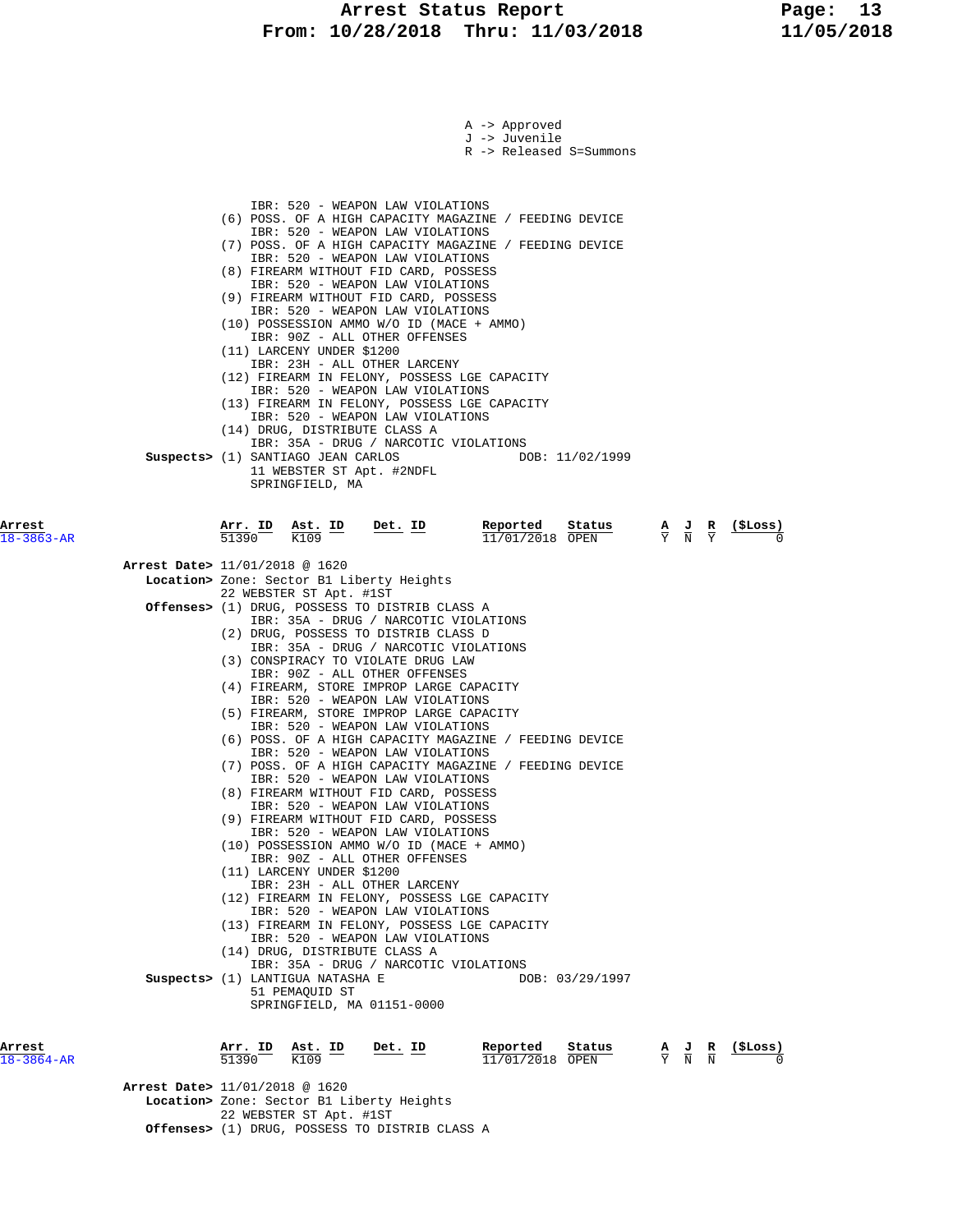A -> Approved
J -> Juvenile
R -> Released S=Summons

IBR: 520 - WEAPON LAW VIOLATIONS
(6) POSS. OF A HIGH CAPACITY MAGAZINE / FEEDING DEVICE
IBR: 520 - WEAPON LAW VIOLATIONS
(7) POSS. OF A HIGH CAPACITY MAGAZINE / FEEDING DEVICE
IBR: 520 - WEAPON LAW VIOLATIONS
(8) FIREARM WITHOUT FID CARD, POSSESS
IBR: 520 - WEAPON LAW VIOLATIONS
(9) FIREARM WITHOUT FID CARD, POSSESS
IBR: 520 - WEAPON LAW VIOLATIONS
(10) POSSESSION AMMO W/O ID (MACE + AMMO)
IBR: 90Z - ALL OTHER OFFENSES
(11) LARCENY UNDER $1200
IBR: 23H - ALL OTHER LARCENY
(12) FIREARM IN FELONY, POSSESS LGE CAPACITY
IBR: 520 - WEAPON LAW VIOLATIONS
(13) FIREARM IN FELONY, POSSESS LGE CAPACITY
IBR: 520 - WEAPON LAW VIOLATIONS
(14) DRUG, DISTRIBUTE CLASS A
IBR: 35A - DRUG / NARCOTIC VIOLATIONS

**Suspects>** (1) SANTIAGO JEAN CARLOS DOB: 11/02/1999
11 WEBSTER ST Apt. #2NDFL
SPRINGFIELD, MA

| Arrest | Arr. ID | Ast. ID | Det. ID | Reported | Status | A | J | R | ($Loss) |
|---|---|---|---|---|---|---|---|---|---|
| 18-3863-AR | 51390 | K109 | | 11/01/2018 | OPEN | Y | N | Y | 0 |

**Arrest Date>** 11/01/2018 @ 1620
**Location>** Zone: Sector B1 Liberty Heights
22 WEBSTER ST Apt. #1ST
**Offenses>** (1) DRUG, POSSESS TO DISTRIB CLASS A
IBR: 35A - DRUG / NARCOTIC VIOLATIONS
(2) DRUG, POSSESS TO DISTRIB CLASS D
IBR: 35A - DRUG / NARCOTIC VIOLATIONS
(3) CONSPIRACY TO VIOLATE DRUG LAW
IBR: 90Z - ALL OTHER OFFENSES
(4) FIREARM, STORE IMPROP LARGE CAPACITY
IBR: 520 - WEAPON LAW VIOLATIONS
(5) FIREARM, STORE IMPROP LARGE CAPACITY
IBR: 520 - WEAPON LAW VIOLATIONS
(6) POSS. OF A HIGH CAPACITY MAGAZINE / FEEDING DEVICE
IBR: 520 - WEAPON LAW VIOLATIONS
(7) POSS. OF A HIGH CAPACITY MAGAZINE / FEEDING DEVICE
IBR: 520 - WEAPON LAW VIOLATIONS
(8) FIREARM WITHOUT FID CARD, POSSESS
IBR: 520 - WEAPON LAW VIOLATIONS
(9) FIREARM WITHOUT FID CARD, POSSESS
IBR: 520 - WEAPON LAW VIOLATIONS
(10) POSSESSION AMMO W/O ID (MACE + AMMO)
IBR: 90Z - ALL OTHER OFFENSES
(11) LARCENY UNDER $1200
IBR: 23H - ALL OTHER LARCENY
(12) FIREARM IN FELONY, POSSESS LGE CAPACITY
IBR: 520 - WEAPON LAW VIOLATIONS
(13) FIREARM IN FELONY, POSSESS LGE CAPACITY
IBR: 520 - WEAPON LAW VIOLATIONS
(14) DRUG, DISTRIBUTE CLASS A
IBR: 35A - DRUG / NARCOTIC VIOLATIONS

**Suspects>** (1) LANTIGUA NATASHA E DOB: 03/29/1997
51 PEMAQUID ST
SPRINGFIELD, MA 01151-0000

| Arrest | Arr. ID | Ast. ID | Det. ID | Reported | Status | A | J | R | ($Loss) |
|---|---|---|---|---|---|---|---|---|---|
| 18-3864-AR | 51390 | K109 | | 11/01/2018 | OPEN | Y | N | N | 0 |

**Arrest Date>** 11/01/2018 @ 1620
**Location>** Zone: Sector B1 Liberty Heights
22 WEBSTER ST Apt. #1ST
**Offenses>** (1) DRUG, POSSESS TO DISTRIB CLASS A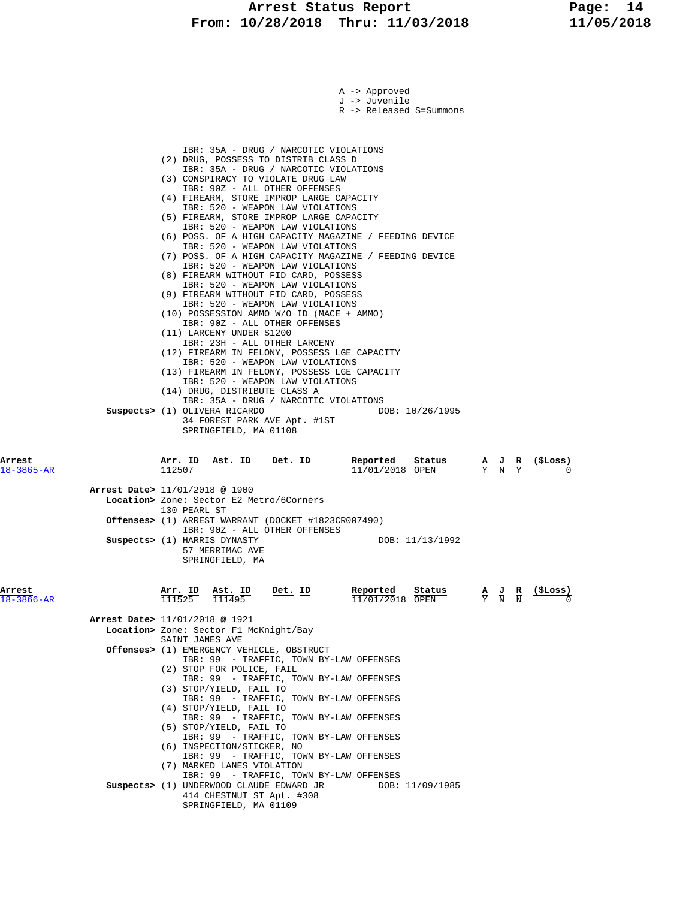A -> Approved
J -> Juvenile
R -> Released S=Summons

IBR: 35A - DRUG / NARCOTIC VIOLATIONS
(2) DRUG, POSSESS TO DISTRIB CLASS D
IBR: 35A - DRUG / NARCOTIC VIOLATIONS
(3) CONSPIRACY TO VIOLATE DRUG LAW
IBR: 90Z - ALL OTHER OFFENSES
(4) FIREARM, STORE IMPROP LARGE CAPACITY
IBR: 520 - WEAPON LAW VIOLATIONS
(5) FIREARM, STORE IMPROP LARGE CAPACITY
IBR: 520 - WEAPON LAW VIOLATIONS
(6) POSS. OF A HIGH CAPACITY MAGAZINE / FEEDING DEVICE
IBR: 520 - WEAPON LAW VIOLATIONS
(7) POSS. OF A HIGH CAPACITY MAGAZINE / FEEDING DEVICE
IBR: 520 - WEAPON LAW VIOLATIONS
(8) FIREARM WITHOUT FID CARD, POSSESS
IBR: 520 - WEAPON LAW VIOLATIONS
(9) FIREARM WITHOUT FID CARD, POSSESS
IBR: 520 - WEAPON LAW VIOLATIONS
(10) POSSESSION AMMO W/O ID (MACE + AMMO)
IBR: 90Z - ALL OTHER OFFENSES
(11) LARCENY UNDER $1200
IBR: 23H - ALL OTHER LARCENY
(12) FIREARM IN FELONY, POSSESS LGE CAPACITY
IBR: 520 - WEAPON LAW VIOLATIONS
(13) FIREARM IN FELONY, POSSESS LGE CAPACITY
IBR: 520 - WEAPON LAW VIOLATIONS
(14) DRUG, DISTRIBUTE CLASS A
IBR: 35A - DRUG / NARCOTIC VIOLATIONS

**Suspects>** (1) OLIVERA RICARDO DOB: 10/26/1995
34 FOREST PARK AVE Apt. #1ST
SPRINGFIELD, MA 01108

| Arrest | Arr. ID | Ast. ID | Det. ID | Reported | Status | A | J | R | ($Loss) |
|---|---|---|---|---|---|---|---|---|---|
| 18-3865-AR | 112507 | | | 11/01/2018 | OPEN | Y | N | Y | 0 |

**Arrest Date>** 11/01/2018 @ 1900
**Location>** Zone: Sector E2 Metro/6Corners
130 PEARL ST
**Offenses>** (1) ARREST WARRANT (DOCKET #1823CR007490)
IBR: 90Z - ALL OTHER OFFENSES
**Suspects>** (1) HARRIS DYNASTY DOB: 11/13/1992
57 MERRIMAC AVE
SPRINGFIELD, MA

| Arrest | Arr. ID | Ast. ID | Det. ID | Reported | Status | A | J | R | ($Loss) |
|---|---|---|---|---|---|---|---|---|---|
| 18-3866-AR | 111525 | 111495 | | 11/01/2018 | OPEN | Y | N | N | 0 |

**Arrest Date>** 11/01/2018 @ 1921
**Location>** Zone: Sector F1 McKnight/Bay
SAINT JAMES AVE
**Offenses>** (1) EMERGENCY VEHICLE, OBSTRUCT
IBR: 99 - TRAFFIC, TOWN BY-LAW OFFENSES
(2) STOP FOR POLICE, FAIL
IBR: 99 - TRAFFIC, TOWN BY-LAW OFFENSES
(3) STOP/YIELD, FAIL TO
IBR: 99 - TRAFFIC, TOWN BY-LAW OFFENSES
(4) STOP/YIELD, FAIL TO
IBR: 99 - TRAFFIC, TOWN BY-LAW OFFENSES
(5) STOP/YIELD, FAIL TO
IBR: 99 - TRAFFIC, TOWN BY-LAW OFFENSES
(6) INSPECTION/STICKER, NO
IBR: 99 - TRAFFIC, TOWN BY-LAW OFFENSES
(7) MARKED LANES VIOLATION
IBR: 99 - TRAFFIC, TOWN BY-LAW OFFENSES
**Suspects>** (1) UNDERWOOD CLAUDE EDWARD JR DOB: 11/09/1985
414 CHESTNUT ST Apt. #308
SPRINGFIELD, MA 01109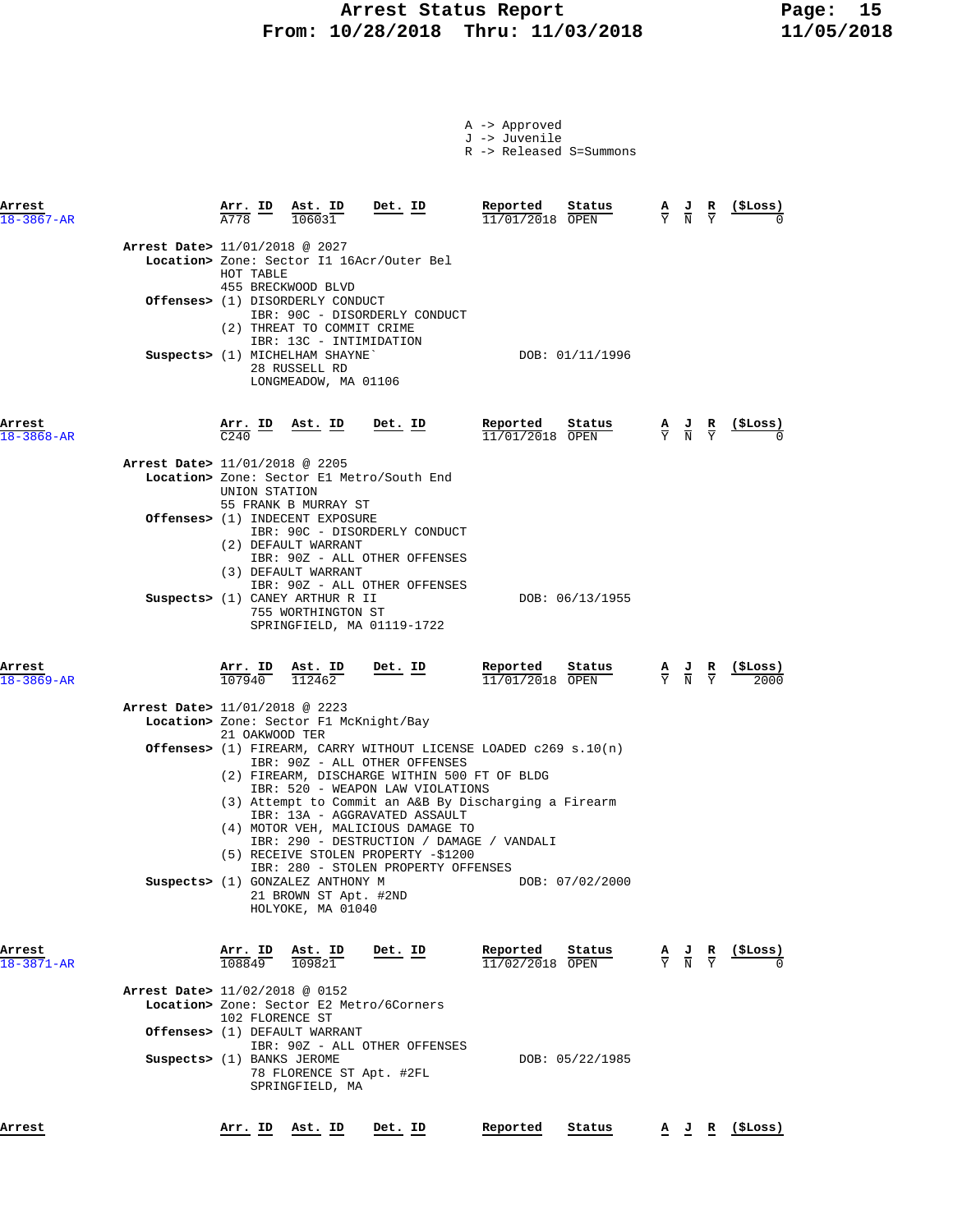# Arrest Status Report
## From: 10/28/2018 Thru: 11/03/2018

A -> Approved
J -> Juvenile
R -> Released S=Summons

| Arrest | Arr. ID | Ast. ID | Det. ID | Reported | Status | A | J | R | ($Loss) |
|---|---|---|---|---|---|---|---|---|---|
| 18-3867-AR | A778 | 106031 | | 11/01/2018 | OPEN | Y | N | Y | 0 |

**Arrest Date>** 11/01/2018 @ 2027
**Location>** Zone: Sector I1 16Acr/Outer Bel
HOT TABLE
455 BRECKWOOD BLVD
**Offenses>** (1) DISORDERLY CONDUCT
IBR: 90C - DISORDERLY CONDUCT
(2) THREAT TO COMMIT CRIME
IBR: 13C - INTIMIDATION
**Suspects>** (1) MICHELHAM SHAYNE` DOB: 01/11/1996
28 RUSSELL RD
LONGMEADOW, MA 01106

| Arrest | Arr. ID | Ast. ID | Det. ID | Reported | Status | A | J | R | ($Loss) |
|---|---|---|---|---|---|---|---|---|---|
| 18-3868-AR | C240 | | | 11/01/2018 | OPEN | Y | N | Y | 0 |

**Arrest Date>** 11/01/2018 @ 2205
**Location>** Zone: Sector E1 Metro/South End
UNION STATION
55 FRANK B MURRAY ST
**Offenses>** (1) INDECENT EXPOSURE
IBR: 90C - DISORDERLY CONDUCT
(2) DEFAULT WARRANT
IBR: 90Z - ALL OTHER OFFENSES
(3) DEFAULT WARRANT
IBR: 90Z - ALL OTHER OFFENSES
**Suspects>** (1) CANEY ARTHUR R II DOB: 06/13/1955
755 WORTHINGTON ST
SPRINGFIELD, MA 01119-1722

| Arrest | Arr. ID | Ast. ID | Det. ID | Reported | Status | A | J | R | ($Loss) |
|---|---|---|---|---|---|---|---|---|---|
| 18-3869-AR | 107940 | 112462 | | 11/01/2018 | OPEN | Y | N | Y | 2000 |

**Arrest Date>** 11/01/2018 @ 2223
**Location>** Zone: Sector F1 McKnight/Bay
21 OAKWOOD TER
**Offenses>** (1) FIREARM, CARRY WITHOUT LICENSE LOADED c269 s.10(n)
IBR: 90Z - ALL OTHER OFFENSES
(2) FIREARM, DISCHARGE WITHIN 500 FT OF BLDG
IBR: 520 - WEAPON LAW VIOLATIONS
(3) Attempt to Commit an A&B By Discharging a Firearm
IBR: 13A - AGGRAVATED ASSAULT
(4) MOTOR VEH, MALICIOUS DAMAGE TO
IBR: 290 - DESTRUCTION / DAMAGE / VANDALI
(5) RECEIVE STOLEN PROPERTY -$1200
IBR: 280 - STOLEN PROPERTY OFFENSES
**Suspects>** (1) GONZALEZ ANTHONY M DOB: 07/02/2000
21 BROWN ST Apt. #2ND
HOLYOKE, MA 01040

| Arrest | Arr. ID | Ast. ID | Det. ID | Reported | Status | A | J | R | ($Loss) |
|---|---|---|---|---|---|---|---|---|---|
| 18-3871-AR | 108849 | 109821 | | 11/02/2018 | OPEN | Y | N | Y | 0 |

**Arrest Date>** 11/02/2018 @ 0152
**Location>** Zone: Sector E2 Metro/6Corners
102 FLORENCE ST
**Offenses>** (1) DEFAULT WARRANT
IBR: 90Z - ALL OTHER OFFENSES
**Suspects>** (1) BANKS JEROME DOB: 05/22/1985
78 FLORENCE ST Apt. #2FL
SPRINGFIELD, MA

| Arrest | Arr. ID | Ast. ID | Det. ID | Reported | Status | A | J | R | ($Loss) |
|---|---|---|---|---|---|---|---|---|---|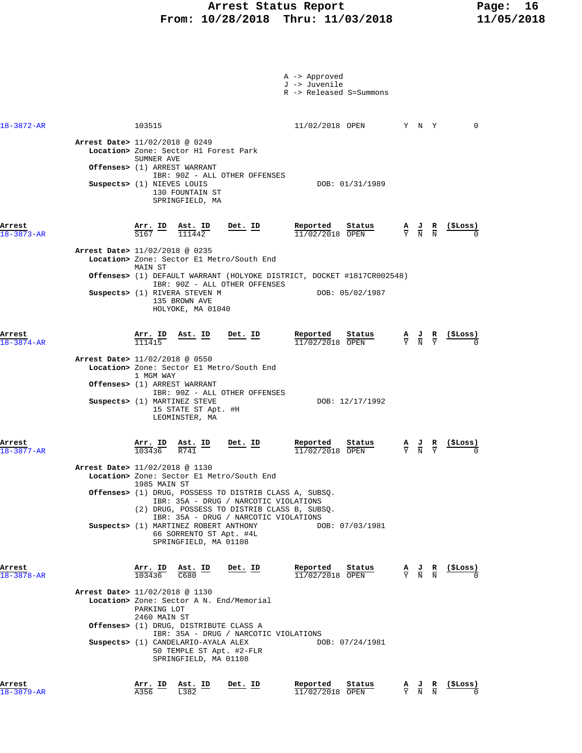A -> Approved
J -> Juvenile
R -> Released S=Summons

| Arrest | Arr. ID | Ast. ID | Det. ID | Reported | Status | A | J | R | ($Loss) |
|---|---|---|---|---|---|---|---|---|---|
| 18-3872-AR | 103515 | | | 11/02/2018 | OPEN | Y | N | Y | 0 |

**Arrest Date>** 11/02/2018 @ 0249
**Location>** Zone: Sector H1 Forest Park
SUMNER AVE
**Offenses>** (1) ARREST WARRANT
IBR: 90Z - ALL OTHER OFFENSES
**Suspects>** (1) NIEVES LOUIS DOB: 01/31/1989
130 FOUNTAIN ST
SPRINGFIELD, MA

| Arrest | Arr. ID | Ast. ID | Det. ID | Reported | Status | A | J | R | ($Loss) |
|---|---|---|---|---|---|---|---|---|---|
| 18-3873-AR | S167 | 111442 | | 11/02/2018 | OPEN | Y | N | N | 0 |

**Arrest Date>** 11/02/2018 @ 0235
**Location>** Zone: Sector E1 Metro/South End
MAIN ST
**Offenses>** (1) DEFAULT WARRANT (HOLYOKE DISTRICT, DOCKET #1817CR002548)
IBR: 90Z - ALL OTHER OFFENSES
**Suspects>** (1) RIVERA STEVEN M DOB: 05/02/1987
135 BROWN AVE
HOLYOKE, MA 01040

| Arrest | Arr. ID | Ast. ID | Det. ID | Reported | Status | A | J | R | ($Loss) |
|---|---|---|---|---|---|---|---|---|---|
| 18-3874-AR | 111415 | | | 11/02/2018 | OPEN | Y | N | Y | 0 |

**Arrest Date>** 11/02/2018 @ 0550
**Location>** Zone: Sector E1 Metro/South End
1 MGM WAY
**Offenses>** (1) ARREST WARRANT
IBR: 90Z - ALL OTHER OFFENSES
**Suspects>** (1) MARTINEZ STEVE DOB: 12/17/1992
15 STATE ST Apt. #H
LEOMINSTER, MA

| Arrest | Arr. ID | Ast. ID | Det. ID | Reported | Status | A | J | R | ($Loss) |
|---|---|---|---|---|---|---|---|---|---|
| 18-3877-AR | 103436 | R741 | | 11/02/2018 | OPEN | Y | N | Y | 0 |

**Arrest Date>** 11/02/2018 @ 1130
**Location>** Zone: Sector E1 Metro/South End
1985 MAIN ST
**Offenses>** (1) DRUG, POSSESS TO DISTRIB CLASS A, SUBSQ.
IBR: 35A - DRUG / NARCOTIC VIOLATIONS
(2) DRUG, POSSESS TO DISTRIB CLASS B, SUBSQ.
IBR: 35A - DRUG / NARCOTIC VIOLATIONS
**Suspects>** (1) MARTINEZ ROBERT ANTHONY DOB: 07/03/1981
66 SORRENTO ST Apt. #4L
SPRINGFIELD, MA 01108

| Arrest | Arr. ID | Ast. ID | Det. ID | Reported | Status | A | J | R | ($Loss) |
|---|---|---|---|---|---|---|---|---|---|
| 18-3878-AR | 103436 | C680 | | 11/02/2018 | OPEN | Y | N | N | 0 |

**Arrest Date>** 11/02/2018 @ 1130
**Location>** Zone: Sector A N. End/Memorial
PARKING LOT
2460 MAIN ST
**Offenses>** (1) DRUG, DISTRIBUTE CLASS A
IBR: 35A - DRUG / NARCOTIC VIOLATIONS
**Suspects>** (1) CANDELARIO-AYALA ALEX DOB: 07/24/1981
50 TEMPLE ST Apt. #2-FLR
SPRINGFIELD, MA 01108

| Arrest | Arr. ID | Ast. ID | Det. ID | Reported | Status | A | J | R | ($Loss) |
|---|---|---|---|---|---|---|---|---|---|
| 18-3879-AR | A356 | L382 | | 11/02/2018 | OPEN | Y | N | N | 0 |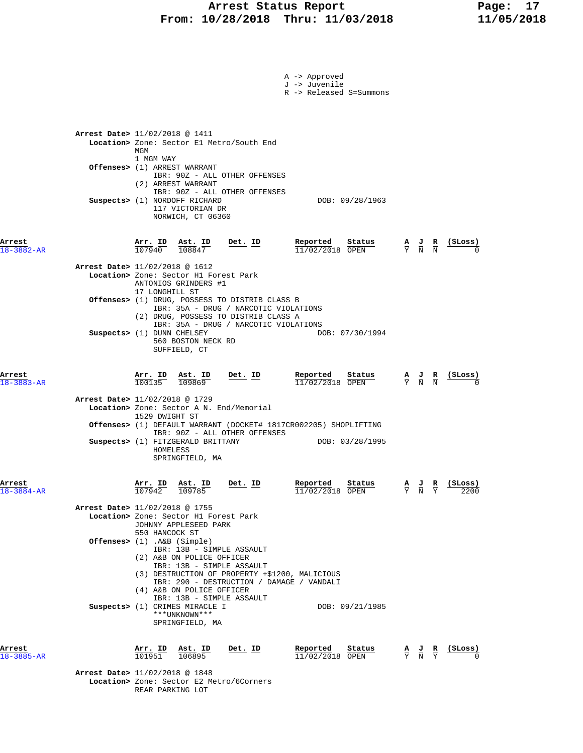A -> Approved
J -> Juvenile
R -> Released S=Summons

**Arrest Date>** 11/02/2018 @ 1411
**Location>** Zone: Sector E1 Metro/South End
MGM
1 MGM WAY
**Offenses>** (1) ARREST WARRANT
IBR: 90Z - ALL OTHER OFFENSES
(2) ARREST WARRANT
IBR: 90Z - ALL OTHER OFFENSES
**Suspects>** (1) NORDOFF RICHARD DOB: 09/28/1963
117 VICTORIAN DR
NORWICH, CT 06360

| Arrest | Arr. ID | Ast. ID | Det. ID | Reported | Status | A | J | R | ($Loss) |
|---|---|---|---|---|---|---|---|---|---|
| 18-3882-AR | 107940 | 108847 | | 11/02/2018 | OPEN | Y | N | N | 0 |

**Arrest Date>** 11/02/2018 @ 1612
**Location>** Zone: Sector H1 Forest Park
ANTONIOS GRINDERS #1
17 LONGHILL ST
**Offenses>** (1) DRUG, POSSESS TO DISTRIB CLASS B
IBR: 35A - DRUG / NARCOTIC VIOLATIONS
(2) DRUG, POSSESS TO DISTRIB CLASS A
IBR: 35A - DRUG / NARCOTIC VIOLATIONS
**Suspects>** (1) DUNN CHELSEY DOB: 07/30/1994
560 BOSTON NECK RD
SUFFIELD, CT

| Arrest | Arr. ID | Ast. ID | Det. ID | Reported | Status | A | J | R | ($Loss) |
|---|---|---|---|---|---|---|---|---|---|
| 18-3883-AR | 100135 | 109869 | | 11/02/2018 | OPEN | Y | N | N | 0 |

**Arrest Date>** 11/02/2018 @ 1729
**Location>** Zone: Sector A N. End/Memorial
1529 DWIGHT ST
**Offenses>** (1) DEFAULT WARRANT (DOCKET# 1817CR002205) SHOPLIFTING
IBR: 90Z - ALL OTHER OFFENSES
**Suspects>** (1) FITZGERALD BRITTANY DOB: 03/28/1995
HOMELESS
SPRINGFIELD, MA

| Arrest | Arr. ID | Ast. ID | Det. ID | Reported | Status | A | J | R | ($Loss) |
|---|---|---|---|---|---|---|---|---|---|
| 18-3884-AR | 107942 | 109785 | | 11/02/2018 | OPEN | Y | N | Y | 2200 |

**Arrest Date>** 11/02/2018 @ 1755
**Location>** Zone: Sector H1 Forest Park
JOHNNY APPLESEED PARK
550 HANCOCK ST
**Offenses>** (1) .A&B (Simple)
IBR: 13B - SIMPLE ASSAULT
(2) A&B ON POLICE OFFICER
IBR: 13B - SIMPLE ASSAULT
(3) DESTRUCTION OF PROPERTY +$1200, MALICIOUS
IBR: 290 - DESTRUCTION / DAMAGE / VANDALI
(4) A&B ON POLICE OFFICER
IBR: 13B - SIMPLE ASSAULT
**Suspects>** (1) CRIMES MIRACLE I DOB: 09/21/1985
***UNKNOWN***
SPRINGFIELD, MA

| Arrest | Arr. ID | Ast. ID | Det. ID | Reported | Status | A | J | R | ($Loss) |
|---|---|---|---|---|---|---|---|---|---|
| 18-3885-AR | 101951 | 106895 | | 11/02/2018 | OPEN | Y | N | Y | 0 |

**Arrest Date>** 11/02/2018 @ 1848
**Location>** Zone: Sector E2 Metro/6Corners
REAR PARKING LOT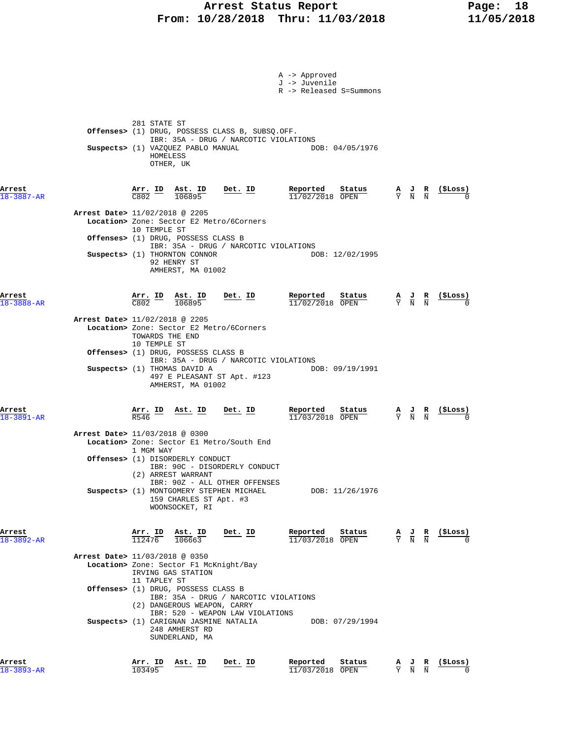A -> Approved
J -> Juvenile
R -> Released S=Summons

281 STATE ST
**Offenses>** (1) DRUG, POSSESS CLASS B, SUBSQ.OFF.
IBR: 35A - DRUG / NARCOTIC VIOLATIONS
**Suspects>** (1) VAZQUEZ PABLO MANUAL DOB: 04/05/1976
HOMELESS
OTHER, UK

| Arrest | Arr. ID | Ast. ID | Det. ID | Reported | Status | A | J | R | ($Loss) |
|---|---|---|---|---|---|---|---|---|---|
| 18-3887-AR | C802 | 106895 | | 11/02/2018 | OPEN | Y | N | N | 0 |

**Arrest Date>** 11/02/2018 @ 2205
**Location>** Zone: Sector E2 Metro/6Corners
10 TEMPLE ST
**Offenses>** (1) DRUG, POSSESS CLASS B
IBR: 35A - DRUG / NARCOTIC VIOLATIONS
**Suspects>** (1) THORNTON CONNOR DOB: 12/02/1995
92 HENRY ST
AMHERST, MA 01002

| Arrest | Arr. ID | Ast. ID | Det. ID | Reported | Status | A | J | R | ($Loss) |
|---|---|---|---|---|---|---|---|---|---|
| 18-3888-AR | C802 | 106895 | | 11/02/2018 | OPEN | Y | N | N | 0 |

**Arrest Date>** 11/02/2018 @ 2205
**Location>** Zone: Sector E2 Metro/6Corners
TOWARDS THE END
10 TEMPLE ST
**Offenses>** (1) DRUG, POSSESS CLASS B
IBR: 35A - DRUG / NARCOTIC VIOLATIONS
**Suspects>** (1) THOMAS DAVID A DOB: 09/19/1991
497 E PLEASANT ST Apt. #123
AMHERST, MA 01002

| Arrest | Arr. ID | Ast. ID | Det. ID | Reported | Status | A | J | R | ($Loss) |
|---|---|---|---|---|---|---|---|---|---|
| 18-3891-AR | R546 | | | 11/03/2018 | OPEN | Y | N | N | 0 |

**Arrest Date>** 11/03/2018 @ 0300
**Location>** Zone: Sector E1 Metro/South End
1 MGM WAY
**Offenses>** (1) DISORDERLY CONDUCT
IBR: 90C - DISORDERLY CONDUCT
(2) ARREST WARRANT
IBR: 90Z - ALL OTHER OFFENSES
**Suspects>** (1) MONTGOMERY STEPHEN MICHAEL DOB: 11/26/1976
159 CHARLES ST Apt. #3
WOONSOCKET, RI

| Arrest | Arr. ID | Ast. ID | Det. ID | Reported | Status | A | J | R | ($Loss) |
|---|---|---|---|---|---|---|---|---|---|
| 18-3892-AR | 112476 | 106663 | | 11/03/2018 | OPEN | Y | N | N | 0 |

**Arrest Date>** 11/03/2018 @ 0350
**Location>** Zone: Sector F1 McKnight/Bay
IRVING GAS STATION
11 TAPLEY ST
**Offenses>** (1) DRUG, POSSESS CLASS B
IBR: 35A - DRUG / NARCOTIC VIOLATIONS
(2) DANGEROUS WEAPON, CARRY
IBR: 520 - WEAPON LAW VIOLATIONS
**Suspects>** (1) CARIGNAN JASMINE NATALIA DOB: 07/29/1994
248 AMHERST RD
SUNDERLAND, MA

| Arrest | Arr. ID | Ast. ID | Det. ID | Reported | Status | A | J | R | ($Loss) |
|---|---|---|---|---|---|---|---|---|---|
| 18-3893-AR | 103495 | | | 11/03/2018 | OPEN | Y | N | N | 0 |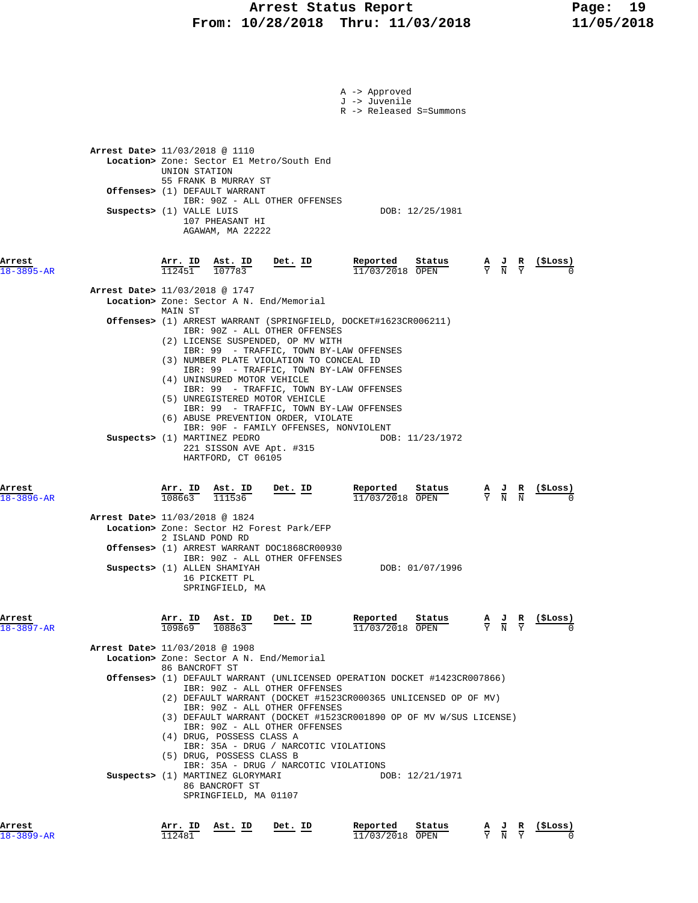A -> Approved
J -> Juvenile
R -> Released S=Summons

**Arrest Date>** 11/03/2018 @ 1110
**Location>** Zone: Sector E1 Metro/South End
UNION STATION
55 FRANK B MURRAY ST
**Offenses>** (1) DEFAULT WARRANT
IBR: 90Z - ALL OTHER OFFENSES
**Suspects>** (1) VALLE LUIS — DOB: 12/25/1981
107 PHEASANT HI
AGAWAM, MA 22222

| Arrest | Arr. ID | Ast. ID | Det. ID | Reported | Status | A | J | R | ($Loss) |
|---|---|---|---|---|---|---|---|---|---|
| 18-3895-AR | 112451 | 107783 | | 11/03/2018 | OPEN | Y | N | Y | 0 |

**Arrest Date>** 11/03/2018 @ 1747
**Location>** Zone: Sector A N. End/Memorial
MAIN ST
**Offenses>** (1) ARREST WARRANT (SPRINGFIELD, DOCKET#1623CR006211)
IBR: 90Z - ALL OTHER OFFENSES
(2) LICENSE SUSPENDED, OP MV WITH
IBR: 99 - TRAFFIC, TOWN BY-LAW OFFENSES
(3) NUMBER PLATE VIOLATION TO CONCEAL ID
IBR: 99 - TRAFFIC, TOWN BY-LAW OFFENSES
(4) UNINSURED MOTOR VEHICLE
IBR: 99 - TRAFFIC, TOWN BY-LAW OFFENSES
(5) UNREGISTERED MOTOR VEHICLE
IBR: 99 - TRAFFIC, TOWN BY-LAW OFFENSES
(6) ABUSE PREVENTION ORDER, VIOLATE
IBR: 90F - FAMILY OFFENSES, NONVIOLENT
**Suspects>** (1) MARTINEZ PEDRO — DOB: 11/23/1972
221 SISSON AVE Apt. #315
HARTFORD, CT 06105

| Arrest | Arr. ID | Ast. ID | Det. ID | Reported | Status | A | J | R | ($Loss) |
|---|---|---|---|---|---|---|---|---|---|
| 18-3896-AR | 108663 | 111536 | | 11/03/2018 | OPEN | Y | N | N | 0 |

**Arrest Date>** 11/03/2018 @ 1824
**Location>** Zone: Sector H2 Forest Park/EFP
2 ISLAND POND RD
**Offenses>** (1) ARREST WARRANT DOC1868CR00930
IBR: 90Z - ALL OTHER OFFENSES
**Suspects>** (1) ALLEN SHAMIYAH — DOB: 01/07/1996
16 PICKETT PL
SPRINGFIELD, MA

| Arrest | Arr. ID | Ast. ID | Det. ID | Reported | Status | A | J | R | ($Loss) |
|---|---|---|---|---|---|---|---|---|---|
| 18-3897-AR | 109869 | 108863 | | 11/03/2018 | OPEN | Y | N | Y | 0 |

**Arrest Date>** 11/03/2018 @ 1908
**Location>** Zone: Sector A N. End/Memorial
86 BANCROFT ST
**Offenses>** (1) DEFAULT WARRANT (UNLICENSED OPERATION DOCKET #1423CR007866)
IBR: 90Z - ALL OTHER OFFENSES
(2) DEFAULT WARRANT (DOCKET #1523CR000365 UNLICENSED OP OF MV)
IBR: 90Z - ALL OTHER OFFENSES
(3) DEFAULT WARRANT (DOCKET #1523CR001890 OP OF MV W/SUS LICENSE)
IBR: 90Z - ALL OTHER OFFENSES
(4) DRUG, POSSESS CLASS A
IBR: 35A - DRUG / NARCOTIC VIOLATIONS
(5) DRUG, POSSESS CLASS B
IBR: 35A - DRUG / NARCOTIC VIOLATIONS
**Suspects>** (1) MARTINEZ GLORYMARI — DOB: 12/21/1971
86 BANCROFT ST
SPRINGFIELD, MA 01107

| Arrest | Arr. ID | Ast. ID | Det. ID | Reported | Status | A | J | R | ($Loss) |
|---|---|---|---|---|---|---|---|---|---|
| 18-3899-AR | 112481 | | | 11/03/2018 | OPEN | Y | N | Y | 0 |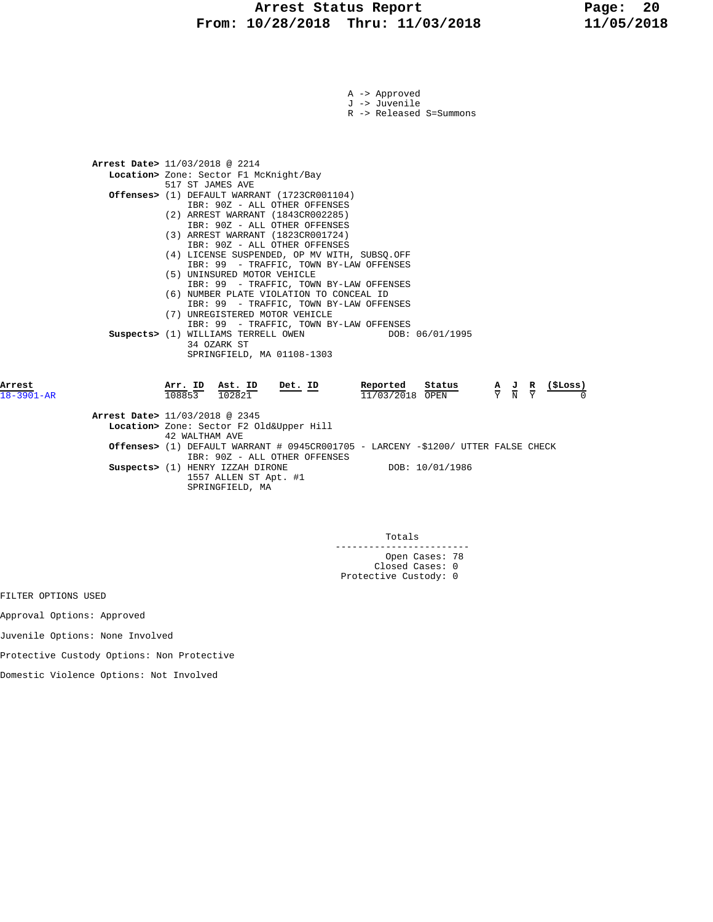A -> Approved
J -> Juvenile
R -> Released S=Summons

**Arrest Date>** 11/03/2018 @ 2214
**Location>** Zone: Sector F1 McKnight/Bay
517 ST JAMES AVE
**Offenses>** (1) DEFAULT WARRANT (1723CR001104)
IBR: 90Z - ALL OTHER OFFENSES
(2) ARREST WARRANT (1843CR002285)
IBR: 90Z - ALL OTHER OFFENSES
(3) ARREST WARRANT (1823CR001724)
IBR: 90Z - ALL OTHER OFFENSES
(4) LICENSE SUSPENDED, OP MV WITH, SUBSQ.OFF
IBR: 99 - TRAFFIC, TOWN BY-LAW OFFENSES
(5) UNINSURED MOTOR VEHICLE
IBR: 99 - TRAFFIC, TOWN BY-LAW OFFENSES
(6) NUMBER PLATE VIOLATION TO CONCEAL ID
IBR: 99 - TRAFFIC, TOWN BY-LAW OFFENSES
(7) UNREGISTERED MOTOR VEHICLE
IBR: 99 - TRAFFIC, TOWN BY-LAW OFFENSES
**Suspects>** (1) WILLIAMS TERRELL OWEN DOB: 06/01/1995
34 OZARK ST
SPRINGFIELD, MA 01108-1303

| Arrest | Arr. ID | Ast. ID | Det. ID | Reported | Status | A | J | R | ($Loss) |
|---|---|---|---|---|---|---|---|---|---|
| 18-3901-AR | 108853 | 102821 | | 11/03/2018 | OPEN | Y | N | Y | 0 |

**Arrest Date>** 11/03/2018 @ 2345
**Location>** Zone: Sector F2 Old&Upper Hill
42 WALTHAM AVE
**Offenses>** (1) DEFAULT WARRANT # 0945CR001705 - LARCENY -$1200/ UTTER FALSE CHECK
IBR: 90Z - ALL OTHER OFFENSES
**Suspects>** (1) HENRY IZZAH DIRONE DOB: 10/01/1986
1557 ALLEN ST Apt. #1
SPRINGFIELD, MA

Totals

Open Cases: 78
Closed Cases: 0
Protective Custody: 0

FILTER OPTIONS USED

Approval Options: Approved

Juvenile Options: None Involved

Protective Custody Options: Non Protective

Domestic Violence Options: Not Involved